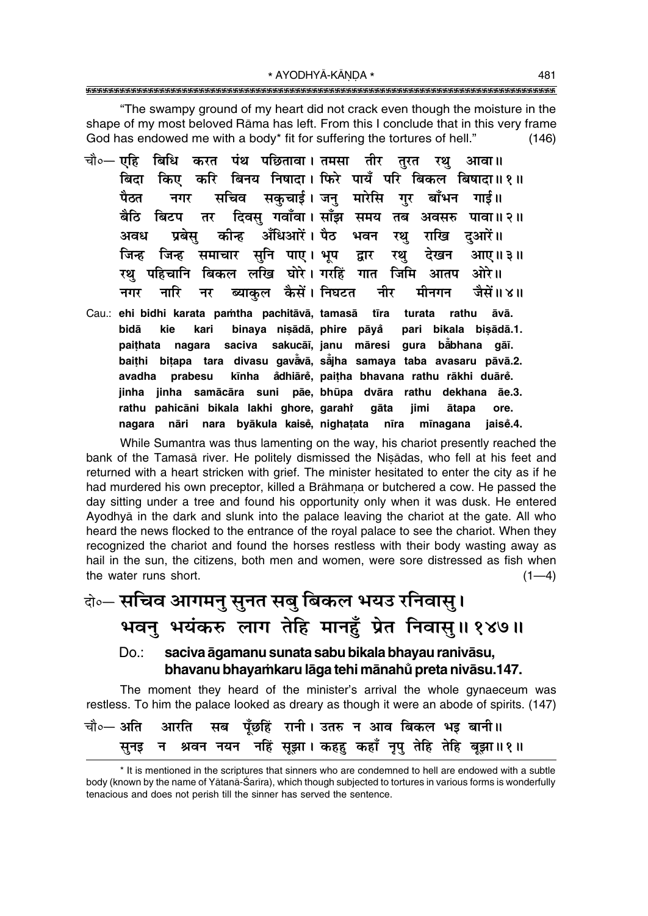"The swampy ground of my heart did not crack even though the moisture in the shape of my most beloved Rāma has left. From this I conclude that in this very frame God has endowed me with a body* fit for suffering the tortures of hell." (146)

चौ०— एहि बिधि करत पंथ पछितावा। तमसा तीर तुरत रथु आवा॥
बिदा किए करि बिनय निषादा। फिरे पायँ परि बिकल बिषादा॥१॥
पैठत नगर सचिव सकुचाई। जनु मारेसि गुर बाँभन गाई॥
बैठि बिटप तर दिवसु गवाँवा। साँझ समय तब अवसरु पावा॥२॥
अवध प्रबेसु कीन्ह अँधिआरें। पैठ भवन रथु राखि दुआरें॥
जिन्ह जिन्ह समाचार सुनि पाए। भूप द्वार रथु देखन आए॥३॥
रथु पहिचानि बिकल लखि घोरे। गरहिं गात जिमि आतप ओरे॥
नगर नारि नर ब्याकुल कैसें। निघटत नीर मीनगन जैसें॥४॥

Cau.: **ehi bidhi karata pamtha pachitāvā, tamasā tīra turata rathu āvā.**
**bidā kie kari binaya niṣādā, phire pāyå pari bikala biṣādā.1.**
**paiṭhata nagara saciva sakucāī, janu māresi gura bå̃bhana gāī.**
**baiṭhi biṭapa tara divasu gavå̃vā, så̃jha samaya taba avasaru pāvā.2.**
**avadha prabesu kīnha å̃dhiārẽ, paiṭha bhavana rathu rākhi duārẽ.**
**jinha jinha samācāra suni pāe, bhūpa dvāra rathu dekhana āe.3.**
**rathu pahicāni bikala lakhi ghore, garahiṁ gāta jimi ātapa ore.**
**nagara nāri nara byākula kaisẽ, nighaṭata nīra mīnagana jaisẽ.4.**

While Sumantra was thus lamenting on the way, his chariot presently reached the bank of the Tamasā river. He politely dismissed the Niṣādas, who fell at his feet and returned with a heart stricken with grief. The minister hesitated to enter the city as if he had murdered his own preceptor, killed a Brāhmaṇa or butchered a cow. He passed the day sitting under a tree and found his opportunity only when it was dusk. He entered Ayodhyā in the dark and slunk into the palace leaving the chariot at the gate. All who heard the news flocked to the entrance of the royal palace to see the chariot. When they recognized the chariot and found the horses restless with their body wasting away as hail in the sun, the citizens, both men and women, were sore distressed as fish when the water runs short. (1—4)

दो०— सचिव आगमनु सुनत सबु बिकल भयउ रनिवासु।
भवनु भयंकरु लाग तेहि मानहुँ प्रेत निवासु॥१४७॥

Do.: **saciva āgamanu sunata sabu bikala bhayau ranivāsu,**
**bhavanu bhayaṁkaru lāga tehi mānahů preta nivāsu.147.**

The moment they heard of the minister's arrival the whole gynaeceum was restless. To him the palace looked as dreary as though it were an abode of spirits. (147)

चौ०— अति आरति सब पूँछहिं रानी। उतरु न आव बिकल भइ बानी॥
सुनइ न श्रवन नयन नहिं सूझा। कहहु कहाँ नृपु तेहि तेहि बूझा॥१॥

---

* It is mentioned in the scriptures that sinners who are condemned to hell are endowed with a subtle body (known by the name of Yātanā-Śarīra), which though subjected to tortures in various forms is wonderfully tenacious and does not perish till the sinner has served the sentence.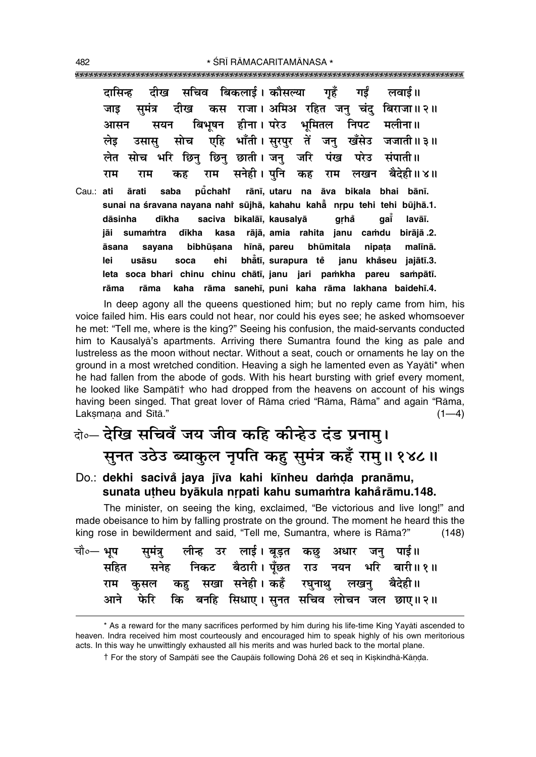दासिन्ह दीख सचिव बिकलाई। कौसल्या गृहँ गईं लवाई॥
जाइ सुमंत्र दीख कस राजा। अमिअ रहित जनु चंदु बिराजा॥२॥
आसन सयन बिभूषन हीना। परेउ भूमितल निपट मलीना॥
लेइ उसासु सोच एहि भाँती। सुरपुर तें जनु खँसेउ जजाती॥३॥
लेत सोच भरि छिनु छिनु छाती। जनु जरि पंख परेउ संपाती॥
राम राम कह राम सनेही। पुनि कह राम लखन बैदेही॥४॥

Cau.: **ati ārati saba pũchahĩ rānī, utaru na āva bikala bhai bānī.**
**sunai na śravana nayana nahĩ sūjhā, kahahu kahā̃ nṛpu tehi tehi būjhā.1.**
**dāsinha dīkha saciva bikalāī, kausalyā gṛhā̃ gaī̃ lavāī.**
**jāi sumaṁtra dīkha kasa rājā, amia rahita janu caṁdu birājā.2.**
**āsana sayana bibhūṣana hīnā, pareu bhūmitala nipaṭa malīnā.**
**lei usāsu soca ehi bhā̃tī, surapura tẽ janu khā̃seu jajātī.3.**
**leta soca bhari chinu chinu chātī, janu jari paṁkha pareu saṁpātī.**
**rāma rāma kaha rāma sanehī, puni kaha rāma lakhana baidehī.4.**

In deep agony all the queens questioned him; but no reply came from him, his voice failed him. His ears could not hear, nor could his eyes see; he asked whomsoever he met: "Tell me, where is the king?" Seeing his confusion, the maid-servants conducted him to Kausalyā's apartments. Arriving there Sumantra found the king as pale and lustreless as the moon without nectar. Without a seat, couch or ornaments he lay on the ground in a most wretched condition. Heaving a sigh he lamented even as Yayāti* when he had fallen from the abode of gods. With his heart bursting with grief every moment, he looked like Sampātī† who had dropped from the heavens on account of his wings having been singed. That great lover of Rāma cried "Rāma, Rāma" and again "Rāma, Lakṣmaṇa and Sītā." (1—4)

दो०— देखि सचिवँ जय जीव कहि कीन्हेउ दंड प्रनामु।
सुनत उठेउ ब्याकुल नृपति कहु सुमंत्र कहँ रामु॥ १४८॥

Do.: **dekhi sacivā̃ jaya jīva kahi kīnheu daṁḍa pranāmu,**
**sunata uṭheu byākula nṛpati kahu sumaṁtra kahā̃ rāmu.148.**

The minister, on seeing the king, exclaimed, "Be victorious and live long!" and made obeisance to him by falling prostrate on the ground. The moment he heard this the king rose in bewilderment and said, "Tell me, Sumantra, where is Rāma?" (148)

चौ०— भूप सुमंत्रु लीन्ह उर लाई। बूड़त कछु अधार जनु पाई॥
सहित सनेह निकट बैठारी। पूँछत राउ नयन भरि बारी॥१॥
राम कुसल कहु सखा सनेही। कहँ रघुनाथु लखनु बैदेही॥
आने फेरि कि बनहि सिधाए। सुनत सचिव लोचन जल छाए॥२॥

---

* As a reward for the many sacrifices performed by him during his life-time King Yayāti ascended to heaven. Indra received him most courteously and encouraged him to speak highly of his own meritorious acts. In this way he unwittingly exhausted all his merits and was hurled back to the mortal plane.

† For the story of Sampātī see the Caupāīs following Dohā 26 et seq in Kiṣkindhā-Kāṇḍa.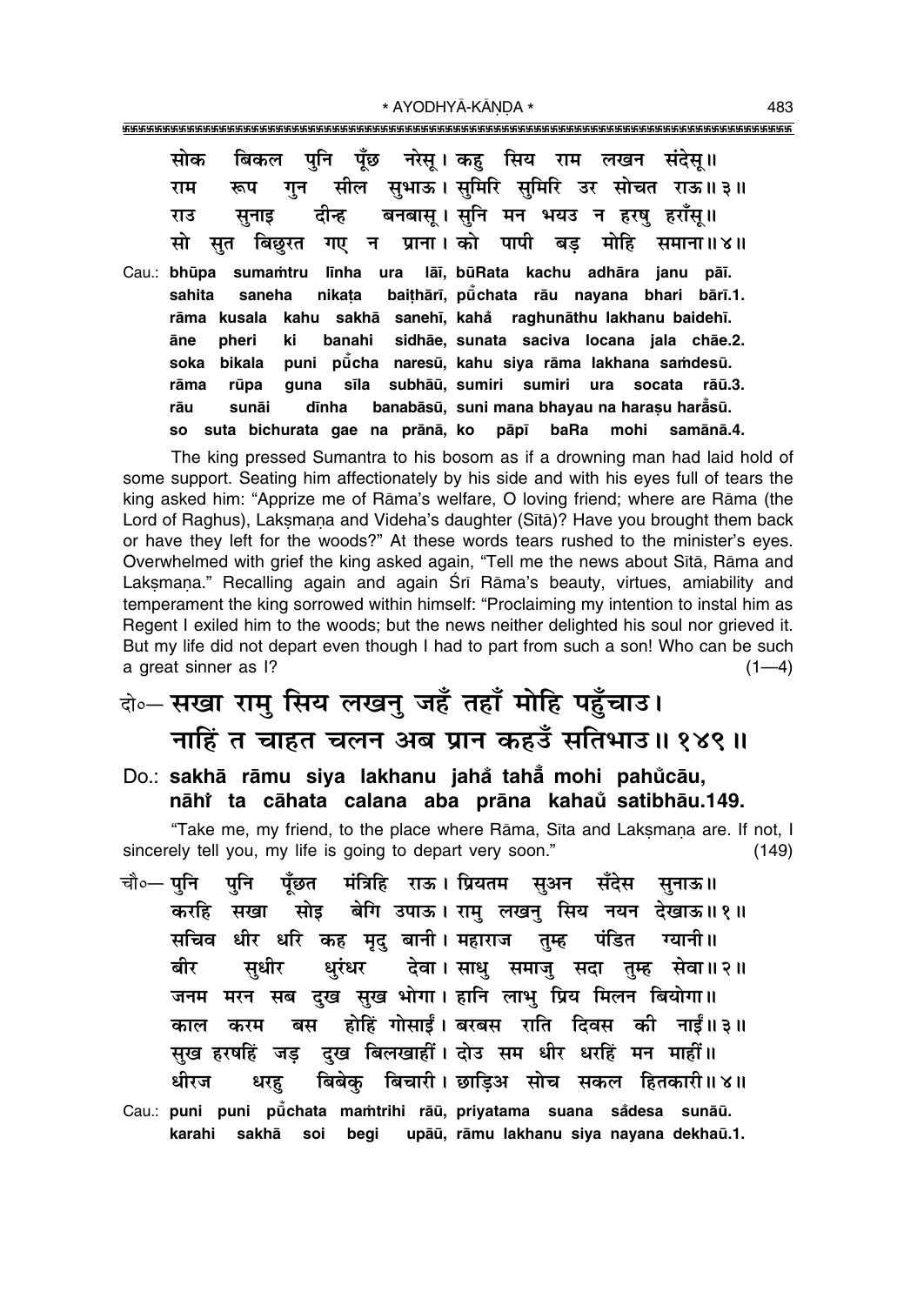सोक बिकल पुनि पूँछ नरेसू। कहु सिय राम लखन संदेसू॥
राम रूप गुन सील सुभाऊ। सुमिरि सुमिरि उर सोचत राऊ॥३॥
राउ सुनाइ दीन्ह बनबासू। सुनि मन भयउ न हरषु हराँसू॥
सो सुत बिछुरत गए न प्राना। को पापी बड़ मोहि समाना॥४॥

Cau.: **bhūpa sumaṁtru līnha ura lāī, būRata kachu adhāra janu pāī.**
**sahita saneha nikaṭa baiṭhārī, pū̐chata rāu nayana bhari bārī.1.**
**rāma kusala kahu sakhā sanehī, kahȧ̐ raghunāthu lakhanu baidehī.**
**āne pheri ki banahi sidhāe, sunata saciva locana jala chāe.2.**
**soka bikala puni pū̐cha naresū, kahu siya rāma lakhana saṁdesū.**
**rāma rūpa guna sīla subhāū, sumiri sumiri ura socata rāū.3.**
**rāu sunāi dīnha banabāsū, suni mana bhayau na haraṣu harȧ̐sū.**
**so suta bichurata gae na prānā, ko pāpī baRa mohi samānā.4.**

The king pressed Sumantra to his bosom as if a drowning man had laid hold of some support. Seating him affectionately by his side and with his eyes full of tears the king asked him: "Apprize me of Rāma's welfare, O loving friend; where are Rāma (the Lord of Raghus), Lakṣmaṇa and Videha's daughter (Sītā)? Have you brought them back or have they left for the woods?" At these words tears rushed to the minister's eyes. Overwhelmed with grief the king asked again, "Tell me the news about Sītā, Rāma and Lakṣmaṇa." Recalling again and again Śrī Rāma's beauty, virtues, amiability and temperament the king sorrowed within himself: "Proclaiming my intention to instal him as Regent I exiled him to the woods; but the news neither delighted his soul nor grieved it. But my life did not depart even though I had to part from such a son! Who can be such a great sinner as I? (1—4)

## दो०— सखा रामु सिय लखनु जहँ तहाँ मोहि पहुँचाउ। नाहिं त चाहत चलन अब प्रान कहउँ सतिभाउ॥१४९॥

Do.: **sakhā rāmu siya lakhanu jahȧ̐ tahȧ̐ mohi pahu̐cāu,**
**nāhiṁ ta cāhata calana aba prāna kahau̐ satibhāu.149.**

"Take me, my friend, to the place where Rāma, Sīta and Lakṣmaṇa are. If not, I sincerely tell you, my life is going to depart very soon." (149)

चौ०— पुनि पुनि पूँछत मंत्रिहि राऊ। प्रियतम सुअन सँदेस सुनाऊ॥
करहि सखा सोइ बेगि उपाऊ। रामु लखनु सिय नयन देखाऊ॥१॥
सचिव धीर धरि कह मृदु बानी। महाराज तुम्ह पंडित ग्यानी॥
बीर सुधीर धुरंधर देवा। साधु समाजु सदा तुम्ह सेवा॥२॥
जनम मरन सब दुख सुख भोगा। हानि लाभु प्रिय मिलन बियोगा॥
काल करम बस होहिं गोसाईं। बरबस राति दिवस की नाईं॥३॥
सुख हरषहिं जड़ दुख बिलखाहीं। दोउ सम धीर धरहिं मन माहीं॥
धीरज धरहु बिबेकु बिचारी। छाड़िअ सोच सकल हितकारी॥४॥

Cau.: **puni puni pū̐chata maṁtrihi rāū, priyatama suana sȧ̐desa sunāū.**
**karahi sakhā soi begi upāū, rāmu lakhanu siya nayana dekhaū.1.**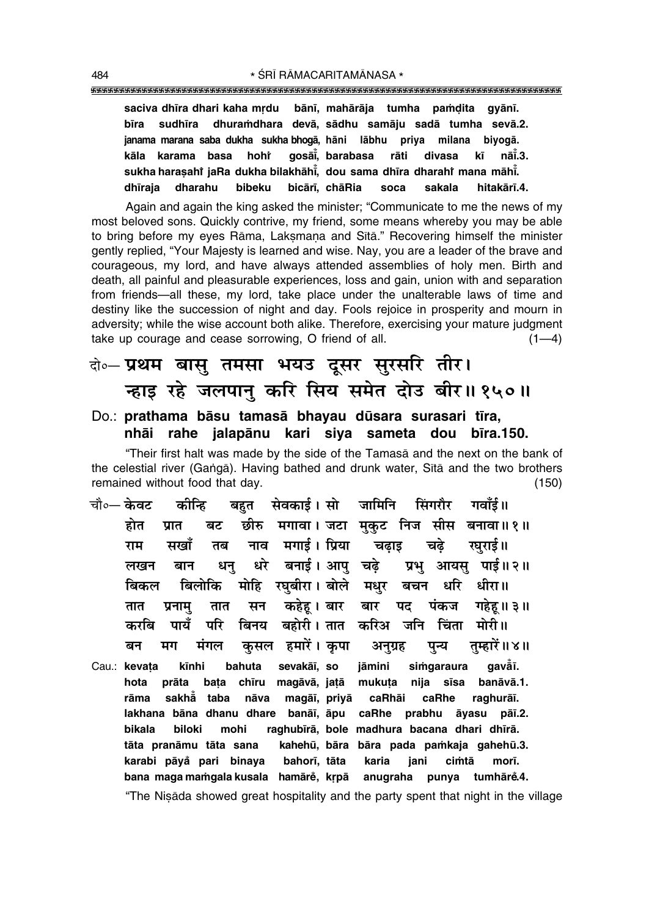**saciva dhīra dhari kaha mṛdu bānī, mahārāja tumha paṁḍita gyānī.**
**bīra sudhīra dhuraṁdhara devā, sādhu samāju sadā tumha sevā.2.**
**janama marana saba dukha sukha bhogā, hāni lābhu priya milana biyogā.**
**kāla karama basa hohiṁ gosāīṁ, barabasa rāti divasa kī nāīṁ.3.**
**sukha haraṣahiṁ jaRa dukha bilakhāhīṁ, dou sama dhīra dharahiṁ mana māhīṁ.**
**dhīraja dharahu bibeku bicārī, chāRia soca sakala hitakārī.4.**

Again and again the king asked the minister; "Communicate to me the news of my most beloved sons. Quickly contrive, my friend, some means whereby you may be able to bring before my eyes Rāma, Lakṣmaṇa and Sītā." Recovering himself the minister gently replied, "Your Majesty is learned and wise. Nay, you are a leader of the brave and courageous, my lord, and have always attended assemblies of holy men. Birth and death, all painful and pleasurable experiences, loss and gain, union with and separation from friends—all these, my lord, take place under the unalterable laws of time and destiny like the succession of night and day. Fools rejoice in prosperity and mourn in adversity; while the wise account both alike. Therefore, exercising your mature judgment take up courage and cease sorrowing, O friend of all. (1—4)

दो०— प्रथम बासु तमसा भयउ दूसर सुरसरि तीर।
न्हाइ रहे जलपानु करि सिय समेत दोउ बीर॥ १५०॥

Do.: **prathama bāsu tamasā bhayau dūsara surasari tīra,**
**nhāi rahe jalapānu kari siya sameta dou bīra.150.**

"Their first halt was made by the side of the Tamasā and the next on the bank of the celestial river (Gaṅgā). Having bathed and drunk water, Sītā and the two brothers remained without food that day. (150)

चौ०— केवट कीन्हि बहुत सेवकाई। सो जामिनि सिंगरौर गवाँई॥
होत प्रात बट छीरु मगावा। जटा मुकुट निज सीस बनावा॥ १॥
राम सखाँ तब नाव मगाई। प्रिया चढ़ाइ चढ़े रघुराई॥
लखन बान धनु धरे बनाई। आपु चढ़े प्रभु आयसु पाई॥ २॥
बिकल बिलोकि मोहि रघुबीरा। बोले मधुर बचन धरि धीरा॥
तात प्रनामु तात सन कहेहू। बार बार पद पंकज गहेहू॥ ३॥
करबि पायँ परि बिनय बहोरी। तात करिअ जनि चिंता मोरी॥
बन मग मंगल कुसल हमारें। कृपा अनुग्रह पुन्य तुम्हारें॥ ४॥

Cau.: **kevaṭa kīnhi bahuta sevakāī, so jāmini siṁgaraura gavāṁī.**
**hota prāta baṭa chīru magāvā, jaṭā mukuṭa nija sīsa banāvā.1.**
**rāma sakhāṁ taba nāva magāī, priyā caRhāi caRhe raghurāī.**
**lakhana bāna dhanu dhare banāī, āpu caRhe prabhu āyasu pāī.2.**
**bikala biloki mohi raghubīrā, bole madhura bacana dhari dhīrā.**
**tāta pranāmu tāta sana kahehū, bāra bāra pada paṁkaja gahehū.3.**
**karabi pāyaṁ pari binaya bahorī, tāta karia jani ciṁtā morī.**
**bana maga maṁgala kusala hamāreṁ, kṛpā anugraha punya tumhāreṁ.4.**

"The Niṣāda showed great hospitality and the party spent that night in the village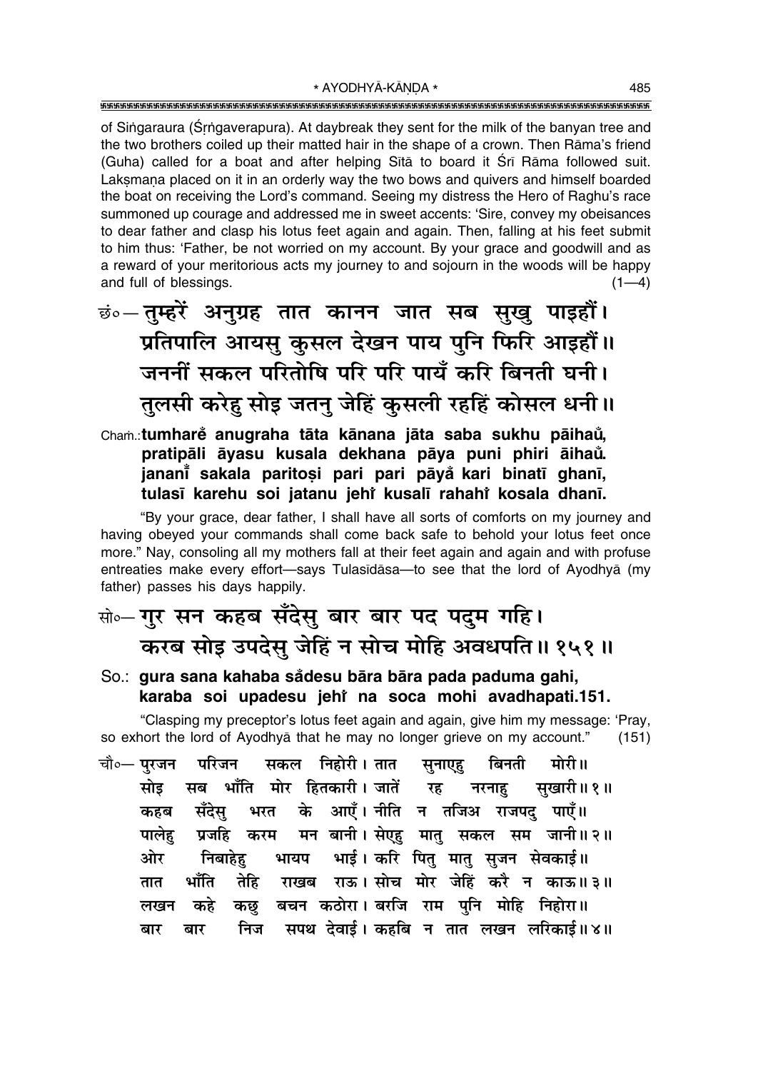of Siṅgaraura (Śṛṅgaverapura). At daybreak they sent for the milk of the banyan tree and the two brothers coiled up their matted hair in the shape of a crown. Then Rāma's friend (Guha) called for a boat and after helping Sītā to board it Śrī Rāma followed suit. Lakṣmaṇa placed on it in an orderly way the two bows and quivers and himself boarded the boat on receiving the Lord's command. Seeing my distress the Hero of Raghu's race summoned up courage and addressed me in sweet accents: 'Sire, convey my obeisances to dear father and clasp his lotus feet again and again. Then, falling at his feet submit to him thus: 'Father, be not worried on my account. By your grace and goodwill and as a reward of your meritorious acts my journey to and sojourn in the woods will be happy and full of blessings. (1—4)

छं०— तुम्हरें अनुग्रह तात कानन जात सब सुखु पाइहौं।
प्रतिपालि आयसु कुसल देखन पाय पुनि फिरि आइहौं॥
जननीं सकल परितोषि परि परि पायँ करि बिनती घनी।
तुलसी करेहु सोइ जतनु जेहिं कुसली रहहिं कोसल धनी॥

Chaṁ.: **tumhareṁ anugraha tāta kānana jāta saba sukhu pāihaüṁ, pratipāli āyasu kusala dekhana pāya puni phiri āihaüṁ. jananīṁ sakala paritoṣi pari pari pāyaṁ kari binatī ghanī, tulasī karehu soi jatanu jehiṁ kusalī rahahiṁ kosala dhanī.**

"By your grace, dear father, I shall have all sorts of comforts on my journey and having obeyed your commands shall come back safe to behold your lotus feet once more." Nay, consoling all my mothers fall at their feet again and again and with profuse entreaties make every effort—says Tulasīdāsa—to see that the lord of Ayodhyā (my father) passes his days happily.

सो०— गुर सन कहब सँदेसु बार बार पद पदुम गहि।
करब सोइ उपदेसु जेहिं न सोच मोहि अवधपति॥ १५१॥

So.: **gura sana kahaba saṁdesu bāra bāra pada paduma gahi, karaba soi upadesu jehiṁ na soca mohi avadhapati.151.**

"Clasping my preceptor's lotus feet again and again, give him my message: 'Pray, so exhort the lord of Ayodhyā that he may no longer grieve on my account." (151)

चौ०— पुरजन परिजन सकल निहोरी। तात सुनाएहु बिनती मोरी॥
सोइ सब भाँति मोर हितकारी। जातें रह नरनाहु सुखारी॥ १॥
कहब सँदेसु भरत के आएँ। नीति न तजिअ राजपदु पाएँ॥
पालेहु प्रजहि करम मन बानी। सेएहु मातु सकल सम जानी॥ २॥
ओर निबाहेहु भायप भाई। करि पितु मातु सुजन सेवकाई॥
तात भाँति तेहि राखब राऊ। सोच मोर जेहिं करै न काऊ॥ ३॥
लखन कहे कछु बचन कठोरा। बरजि राम पुनि मोहि निहोरा॥
बार बार निज सपथ देवाई। कहबि न तात लखन लरिकाई॥ ४॥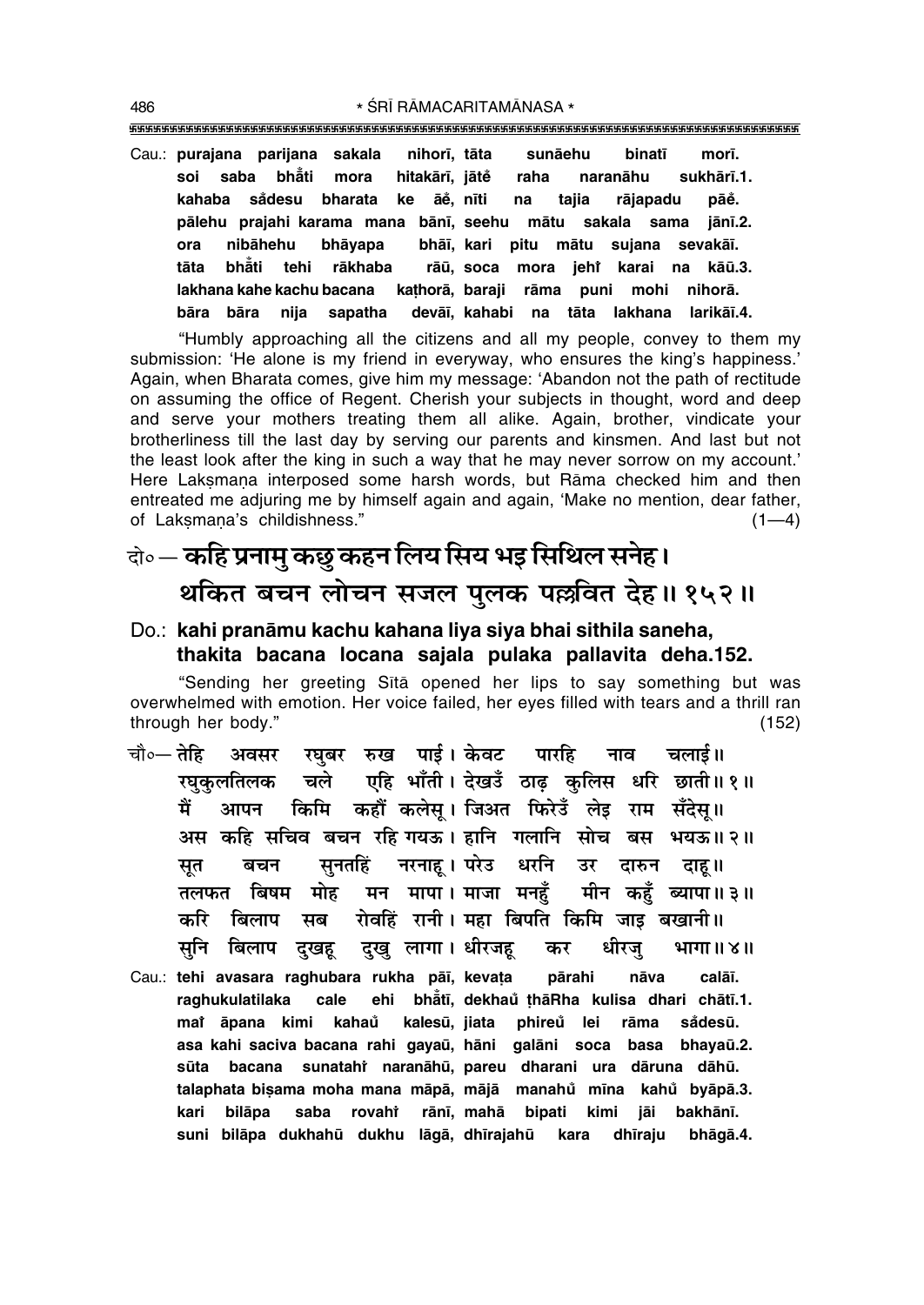Cau.: **purajana parijana sakala nihorī, tāta sunāehu binatī morī.**
**soi saba bhå°ti mora hitakārī, jāte° raha naranāhu sukhārī.1.**
**kahaba så°desu bharata ke āe°, nīti na tajia rājapadu pāe°.**
**pālehu prajahi karama mana bānī, seehu mātu sakala sama jānī.2.**
**ora nibāhehu bhāyapa bhāī, kari pitu mātu sujana sevakāī.**
**tāta bhå°ti tehi rākhaba rāū, soca mora jehi° karai na kāū.3.**
**lakhana kahe kachu bacana kaṭhorā, baraji rāma puni mohi nihorā.**
**bāra bāra nija sapatha devāī, kahabi na tāta lakhana larikāī.4.**

"Humbly approaching all the citizens and all my people, convey to them my submission: 'He alone is my friend in everyway, who ensures the king's happiness.' Again, when Bharata comes, give him my message: 'Abandon not the path of rectitude on assuming the office of Regent. Cherish your subjects in thought, word and deep and serve your mothers treating them all alike. Again, brother, vindicate your brotherliness till the last day by serving our parents and kinsmen. And last but not the least look after the king in such a way that he may never sorrow on my account.' Here Lakṣmaṇa interposed some harsh words, but Rāma checked him and then entreated me adjuring me by himself again and again, 'Make no mention, dear father, of Lakṣmaṇa's childishness." (1—4)

दो० — **कहि प्रनामु कछु कहन लिय सिय भइ सिथिल सनेह।**
**थकित बचन लोचन सजल पुलक पल्लवित देह॥ १५२॥**

Do.: **kahi pranāmu kachu kahana liya siya bhai sithila saneha,**
**thakita bacana locana sajala pulaka pallavita deha.152.**

"Sending her greeting Sītā opened her lips to say something but was overwhelmed with emotion. Her voice failed, her eyes filled with tears and a thrill ran through her body." (152)

चौ० — तेहि अवसर रघुबर रुख पाई। केवट पारहि नाव चलाई॥
रघुकुलतिलक चले एहि भाँती। देखउँ ठाढ़ कुलिस धरि छाती॥ १॥
मैं आपन किमि कहौं कलेसू। जिअत फिरेउँ लेइ राम सँदेसू॥
अस कहि सचिव बचन रहि गयऊ। हानि गलानि सोच बस भयऊ॥ २॥
सूत बचन सुनतहिं नरनाहू। परेउ धरनि उर दारुन दाहू॥
तलफत बिषम मोह मन मापा। माजा मनहुँ मीन कहुँ ब्यापा॥ ३॥
करि बिलाप सब रोवहिं रानी। महा बिपति किमि जाइ बखानी॥
सुनि बिलाप दुखहू दुखु लागा। धीरजहू कर धीरजु भागा॥ ४॥

Cau.: **tehi avasara raghubara rukha pāī, kevaṭa pārahi nāva calāī.**
**raghukulatilaka cale ehi bhå°tī, dekhau° ṭhāRha kulisa dhari chātī.1.**
**mai° āpana kimi kahau° kalesū, jiata phireu° lei rāma så°desū.**
**asa kahi saciva bacana rahi gayaū, hāni galāni soca basa bhayaū.2.**
**sūta bacana sunatahi° naranāhū, pareu dharani ura dāruna dāhū.**
**talaphata biṣama moha mana māpā, mājā manahu° mīna kahu° byāpā.3.**
**kari bilāpa saba rovahi° rānī, mahā bipati kimi jāi bakhānī.**
**suni bilāpa dukhahū dukhu lāgā, dhīrajahū kara dhīraju bhāgā.4.**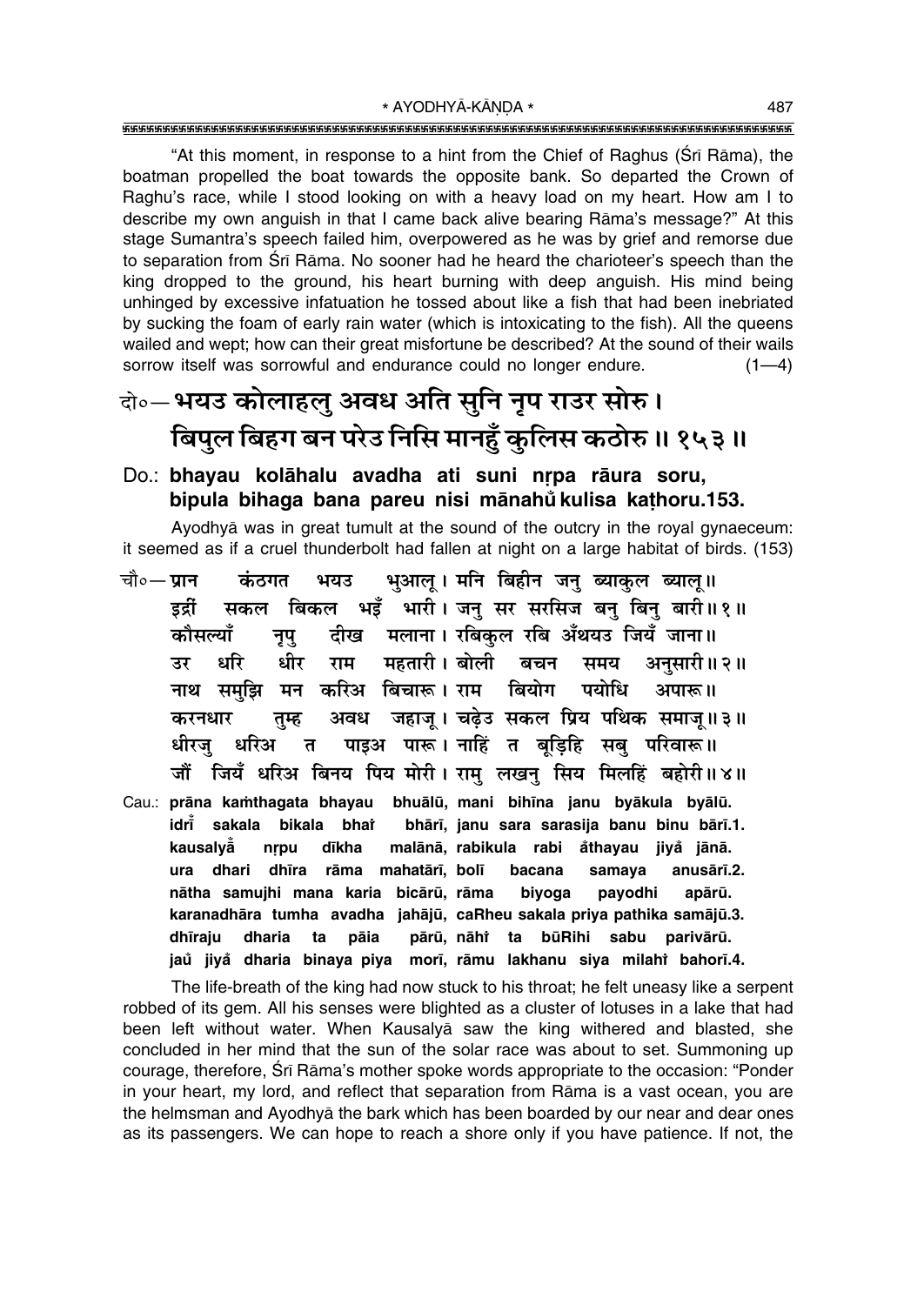"At this moment, in response to a hint from the Chief of Raghus (Śrī Rāma), the boatman propelled the boat towards the opposite bank. So departed the Crown of Raghu's race, while I stood looking on with a heavy load on my heart. How am I to describe my own anguish in that I came back alive bearing Rāma's message?" At this stage Sumantra's speech failed him, overpowered as he was by grief and remorse due to separation from Śrī Rāma. No sooner had he heard the charioteer's speech than the king dropped to the ground, his heart burning with deep anguish. His mind being unhinged by excessive infatuation he tossed about like a fish that had been inebriated by sucking the foam of early rain water (which is intoxicating to the fish). All the queens wailed and wept; how can their great misfortune be described? At the sound of their wails sorrow itself was sorrowful and endurance could no longer endure. (1—4)

**दो०— भयउ कोलाहलु अवध अति सुनि नृप राउर सोरु।**
**बिपुल बिहग बन परेउ निसि मानहुँ कुलिस कठोरु॥ १५३॥**

**Do.: bhayau kolāhalu avadha ati suni nṛpa rāura soru,**
**bipula bihaga bana pareu nisi mānahu̐ kulisa kaṭhoru.153.**

Ayodhyā was in great tumult at the sound of the outcry in the royal gynaeceum: it seemed as if a cruel thunderbolt had fallen at night on a large habitat of birds. (153)

चौ०— प्रान कंठगत भयउ भुआलू। मनि बिहीन जनु ब्याकुल ब्यालू॥
इंद्रीं सकल बिकल भइँ भारी। जनु सर सरसिज बनु बिनु बारी॥ १॥
कौसल्याँ नृपु दीख मलाना। रबिकुल रबि अँथयउ जियँ जाना॥
उर धरि धीर राम महतारी। बोली बचन समय अनुसारी॥ २॥
नाथ समुझि मन करिअ बिचारू। राम बियोग पयोधि अपारू॥
करनधार तुम्ह अवध जहाजू। चढ़ेउ सकल प्रिय पथिक समाजू॥ ३॥
धीरजु धरिअ त पाइअ पारू। नाहिं त बूड़िहि सबु परिवारू॥
जौं जियँ धरिअ बिनय पिय मोरी। रामु लखनु सिय मिलहिं बहोरी॥ ४॥

Cau.: prāna kaṁthagata bhayau bhuālū, mani bihīna janu byākula byālū.
idrī̐ sakala bikala bhaı̐ bhārī, janu sara sarasija banu binu bārī.1.
kausalyā̐ nṛpu dīkha malānā, rabikula rabi a̐thayau jiya̐ jānā.
ura dhari dhīra rāma mahatārī, bolī bacana samaya anusārī.2.
nātha samujhi mana karia bicārū, rāma biyoga payodhi apārū.
karanadhāra tumha avadha jahājū, caRheu sakala priya pathika samājū.3.
dhīraju dharia ta pāia pārū, nāhı̐ ta būRihi sabu parivārū.
jau̐ jiya̐ dharia binaya piya morī, rāmu lakhanu siya milahı̐ bahorī.4.

The life-breath of the king had now stuck to his throat; he felt uneasy like a serpent robbed of its gem. All his senses were blighted as a cluster of lotuses in a lake that had been left without water. When Kausalyā saw the king withered and blasted, she concluded in her mind that the sun of the solar race was about to set. Summoning up courage, therefore, Śrī Rāma's mother spoke words appropriate to the occasion: "Ponder in your heart, my lord, and reflect that separation from Rāma is a vast ocean, you are the helmsman and Ayodhyā the bark which has been boarded by our near and dear ones as its passengers. We can hope to reach a shore only if you have patience. If not, the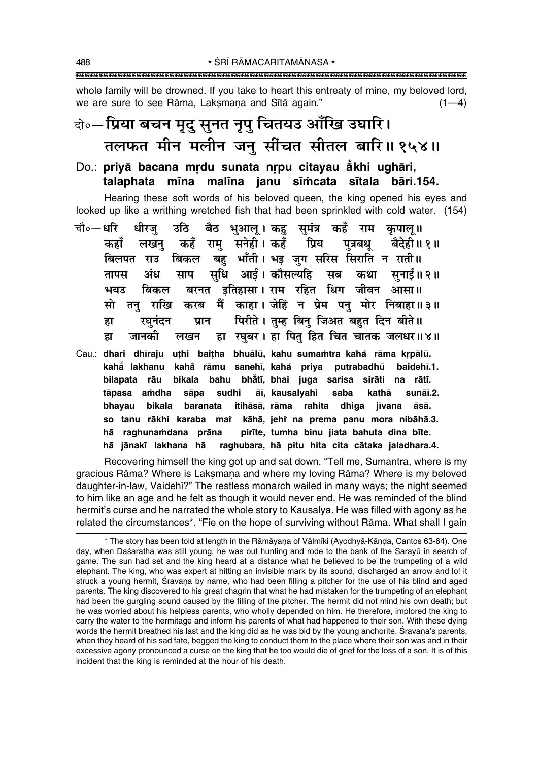whole family will be drowned. If you take to heart this entreaty of mine, my beloved lord, we are sure to see Rāma, Lakṣmaṇa and Sītā again." (1—4)

दो०—**प्रिया बचन मृदु सुनत नृपु चितयउ आँखि उघारि।**
**तलफत मीन मलीन जनु सींचत सीतल बारि॥ १५४॥**

Do.: **priyā bacana mṛdu sunata nṛpu citayau ā̐khi ughāri,**
**talaphata mīna malīna janu sīṁcata sītala bāri.154.**

Hearing these soft words of his beloved queen, the king opened his eyes and looked up like a writhing wretched fish that had been sprinkled with cold water. (154)

चौ०—धरि धीरजु उठि बैठ भुआलू। कहु सुमंत्र कहँ राम कृपालू॥
कहाँ लखनु कहँ रामु सनेही। कहँ प्रिय पुत्रबधू बैदेही॥ १॥
बिलपत राउ बिकल बहु भाँती। भइ जुग सरिस सिराति न राती॥
तापस अंध साप सुधि आई। कौसल्यहि सब कथा सुनाई॥ २॥
भयउ बिकल बरनत इतिहासा। राम रहित धिग जीवन आसा॥
सो तनु राखि करब मैं काहा। जेहिं न प्रेम पनु मोर निबाहा॥ ३॥
हा रघुनंदन प्रान पिरीते। तुम्ह बिनु जिअत बहुत दिन बीते॥
हा जानकी लखन हा रघुबर। हा पितु हित चित चातक जलधर॥ ४॥

Cau.: **dhari dhīraju uṭhi baiṭha bhuālū, kahu sumaṁtra kahā̐ rāma kṛpālū.**
**kahā̐ lakhanu kahā̐ rāmu sanehī, kahā̐ priya putrabadhū baidehī.1.**
**bilapata rāu bikala bahu bhā̐tī, bhai juga sarisa sirāti na rātī.**
**tāpasa aṁdha sāpa sudhi āī, kausalyahi saba kathā sunāī.2.**
**bhayau bikala baranata itihāsā, rāma rahita dhiga jīvana āsā.**
**so tanu rākhi karaba maiṁ kāhā, jehiṁ na prema panu mora nibāhā.3.**
**hā raghunaṁdana prāna pirīte, tumha binu jiata bahuta dina bīte.**
**hā jānakī lakhana hā raghubara, hā pitu hita cita cātaka jaladhara.4.**

Recovering himself the king got up and sat down. "Tell me, Sumantra, where is my gracious Rāma? Where is Lakṣmaṇa and where my loving Rāma? Where is my beloved daughter-in-law, Vaidehī?" The restless monarch wailed in many ways; the night seemed to him like an age and he felt as though it would never end. He was reminded of the blind hermit's curse and he narrated the whole story to Kausalyā. He was filled with agony as he related the circumstances*. "Fie on the hope of surviving without Rāma. What shall I gain

---

* The story has been told at length in the Rāmāyaṇa of Vālmīki (Ayodhyā-Kāṇḍa, Cantos 63-64). One day, when Daśaratha was still young, he was out hunting and rode to the bank of the Sarayū in search of game. The sun had set and the king heard at a distance what he believed to be the trumpeting of a wild elephant. The king, who was expert at hitting an invisible mark by its sound, discharged an arrow and lo! it struck a young hermit, Śravaṇa by name, who had been filling a pitcher for the use of his blind and aged parents. The king discovered to his great chagrin that what he had mistaken for the trumpeting of an elephant had been the gurgling sound caused by the filling of the pitcher. The hermit did not mind his own death; but he was worried about his helpless parents, who wholly depended on him. He therefore, implored the king to carry the water to the hermitage and inform his parents of what had happened to their son. With these dying words the hermit breathed his last and the king did as he was bid by the young anchorite. Śravaṇa's parents, when they heard of his sad fate, begged the king to conduct them to the place where their son was and in their excessive agony pronounced a curse on the king that he too would die of grief for the loss of a son. It is of this incident that the king is reminded at the hour of his death.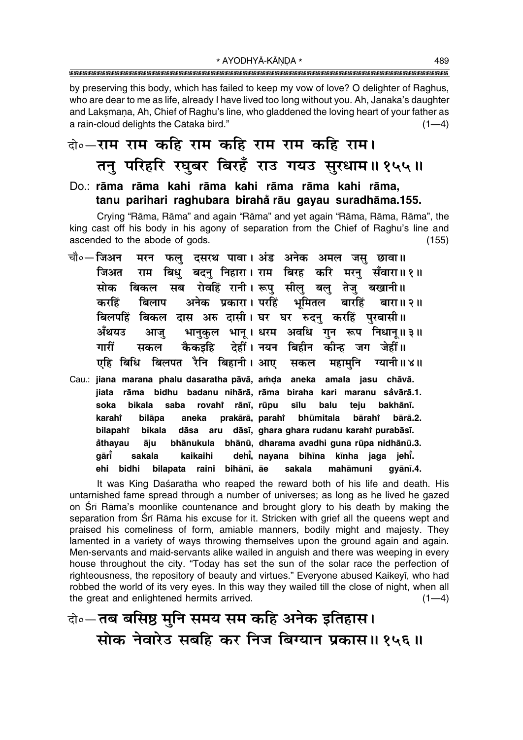by preserving this body, which has failed to keep my vow of love? O delighter of Raghus, who are dear to me as life, already I have lived too long without you. Ah, Janaka's daughter and Lakṣmaṇa, Ah, Chief of Raghu's line, who gladdened the loving heart of your father as a rain-cloud delights the Cātaka bird." (1—4)

दो०—राम राम कहि राम कहि राम राम कहि राम।
तनु परिहरि रघुबर बिरहँ राउ गयउ सुरधाम॥ १५५॥

Do.: **rāma rāma kahi rāma kahi rāma rāma kahi rāma,**
**tanu parihari raghubara birahå̐ rāu gayau suradhāma.155.**

Crying "Rāma, Rāma" and again "Rāma" and yet again "Rāma, Rāma, Rāma", the king cast off his body in his agony of separation from the Chief of Raghu's line and ascended to the abode of gods. (155)

चौ०—जिअन मरन फलु दसरथ पावा। अंड अनेक अमल जसु छावा॥
जिअत राम बिधु बदनु निहारा। राम बिरह करि मरनु सँवारा॥ १॥
सोक बिकल सब रोवहिं रानी। रूपु सीलु बलु तेजु बखानी॥
करहिं बिलाप अनेक प्रकारा। परहिं भूमितल बारहिं बारा॥ २॥
बिलपहिं बिकल दास अरु दासी। घर घर रुदनु करहिं पुरबासी॥
अँथयउ आजु भानुकुल भानू। धरम अवधि गुन रूप निधानू॥ ३॥
गारीं सकल कैकइहि देहीं। नयन बिहीन कीन्ह जग जेहीं॥
एहि बिधि बिलपत रैनि बिहानी। आए सकल महामुनि ग्यानी॥ ४॥

Cau.: **jiana marana phalu dasaratha pāvā, aṁḍa aneka amala jasu chāvā.**
**jiata rāma bidhu badanu nihārā, rāma biraha kari maranu så̐vārā.1.**
**soka bikala saba rovahi̐ rānī, rūpu sīlu balu teju bakhānī.**
**karahi̐ bilāpa aneka prakārā, parahi̐ bhūmitala bārahi̐ bārā.2.**
**bilapahi̐ bikala dāsa aru dāsī, ghara ghara rudanu karahi̐ purabāsī.**
**å̐thayau āju bhānukula bhānū, dharama avadhi guna rūpa nidhānū.3.**
**gārī̐ sakala kaikaihi dehī̐, nayana bihīna kīnha jaga jehī̐.**
**ehi bidhi bilapata raini bihānī, āe sakala mahāmuni gyānī.4.**

It was King Daśaratha who reaped the reward both of his life and death. His untarnished fame spread through a number of universes; as long as he lived he gazed on Śrī Rāma's moonlike countenance and brought glory to his death by making the separation from Śrī Rāma his excuse for it. Stricken with grief all the queens wept and praised his comeliness of form, amiable manners, bodily might and majesty. They lamented in a variety of ways throwing themselves upon the ground again and again. Men-servants and maid-servants alike wailed in anguish and there was weeping in every house throughout the city. "Today has set the sun of the solar race the perfection of righteousness, the repository of beauty and virtues." Everyone abused Kaikeyī, who had robbed the world of its very eyes. In this way they wailed till the close of night, when all the great and enlightened hermits arrived. (1—4)

दो०—तब बसिष्ठ मुनि समय सम कहि अनेक इतिहास।
सोक नेवारेउ सबहि कर निज बिग्यान प्रकास॥ १५६॥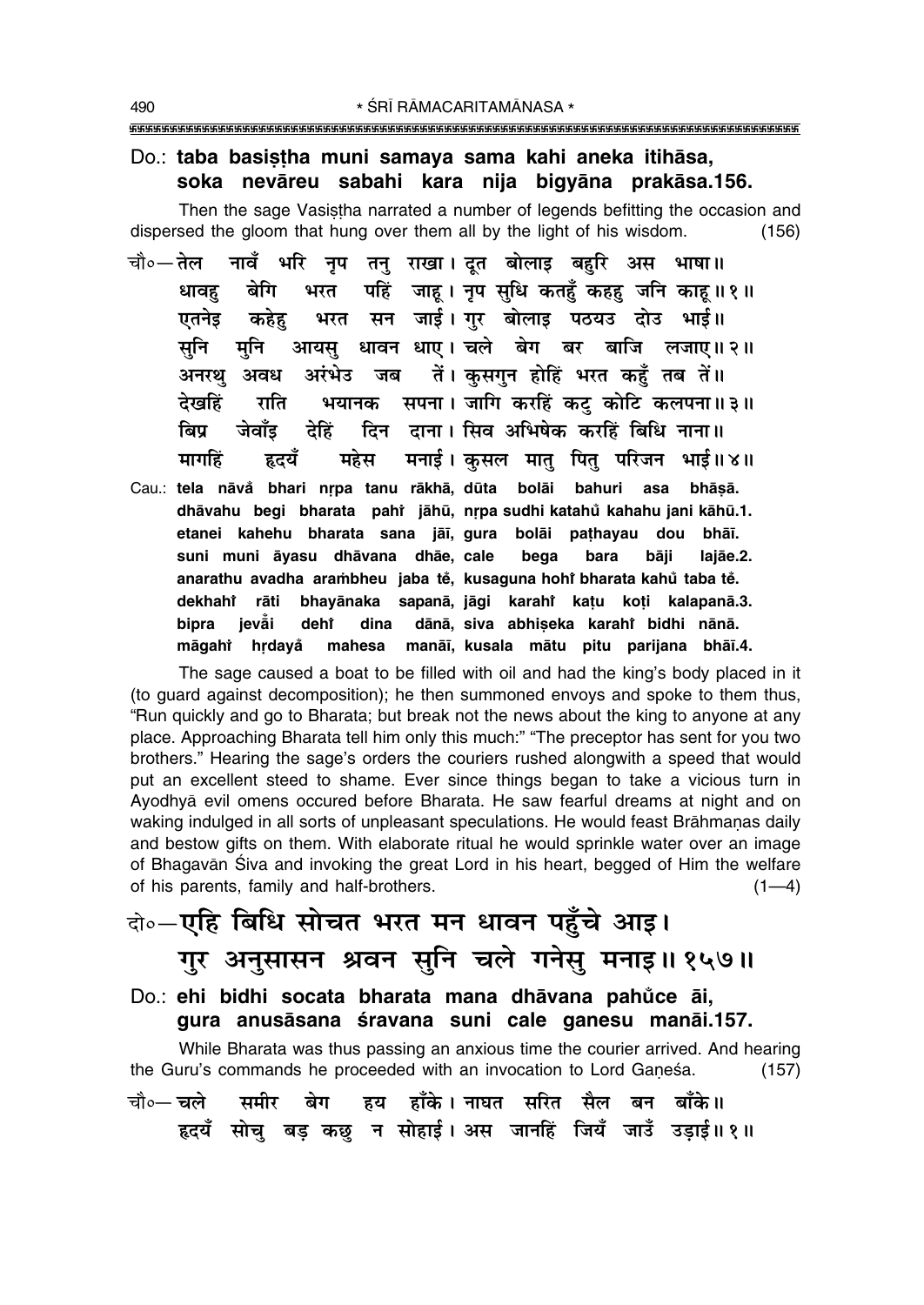Do.: **taba basiṣṭha muni samaya sama kahi aneka itihāsa, soka nevāreu sabahi kara nija bigyāna prakāsa.156.**

Then the sage Vasiṣṭha narrated a number of legends befitting the occasion and dispersed the gloom that hung over them all by the light of his wisdom. (156)

चौ०— तेल नावँ भरि नृप तनु राखा। दूत बोलाइ बहुरि अस भाषा॥
धावहु बेगि भरत पहिं जाहू। नृप सुधि कतहुँ कहहु जनि काहू॥१॥
एतनेइ कहेहु भरत सन जाई। गुर बोलाइ पठयउ दोउ भाई॥
सुनि मुनि आयसु धावन धाए। चले बेग बर बाजि लजाए॥२॥
अनरथु अवध अरंभेउ जब तें। कुसगुन होहिं भरत कहुँ तब तें॥
देखहिं राति भयानक सपना। जागि करहिं कटु कोटि कलपना॥३॥
बिप्र जेवाँइ देहिं दिन दाना। सिव अभिषेक करहिं बिधि नाना॥
मागहिं हृदयँ महेस मनाई। कुसल मातु पितु परिजन भाई॥४॥

Cau.: **tela nāvå bhari nṛpa tanu rākhā, dūta bolāi bahuri asa bhāṣā.**
**dhāvahu begi bharata pahi̐ jāhū, nṛpa sudhi katahů kahahu jani kāhū.1.**
**etanei kahehu bharata sana jāī, gura bolāi paṭhayau dou bhāī.**
**suni muni āyasu dhāvana dhāe, cale bega bara bāji lajāe.2.**
**anarathu avadha aram̐bheu jaba tẽ, kusaguna hohi̐ bharata kahů taba tẽ.**
**dekhahi̐ rāti bhayānaka sapanā, jāgi karahi̐ kaṭu koṭi kalapanā.3.**
**bipra jevå̐i dehi̐ dina dānā, siva abhiṣeka karahi̐ bidhi nānā.**
**māgahi̐ hṛdayå mahesa manāī, kusala mātu pitu parijana bhāī.4.**

The sage caused a boat to be filled with oil and had the king's body placed in it (to guard against decomposition); he then summoned envoys and spoke to them thus, "Run quickly and go to Bharata; but break not the news about the king to anyone at any place. Approaching Bharata tell him only this much:" "The preceptor has sent for you two brothers." Hearing the sage's orders the couriers rushed alongwith a speed that would put an excellent steed to shame. Ever since things began to take a vicious turn in Ayodhyā evil omens occured before Bharata. He saw fearful dreams at night and on waking indulged in all sorts of unpleasant speculations. He would feast Brāhmaṇas daily and bestow gifts on them. With elaborate ritual he would sprinkle water over an image of Bhagavān Śiva and invoking the great Lord in his heart, begged of Him the welfare of his parents, family and half-brothers. (1—4)

दो०— एहि बिधि सोचत भरत मन धावन पहुँचे आइ।
गुर अनुसासन श्रवन सुनि चले गनेसु मनाइ॥१५७॥

Do.: **ehi bidhi socata bharata mana dhāvana pahůce āi, gura anusāsana śravana suni cale ganesu manāi.157.**

While Bharata was thus passing an anxious time the courier arrived. And hearing the Guru's commands he proceeded with an invocation to Lord Gaṇeśa. (157)

चौ०— चले समीर बेग हय हाँके। नाघत सरित सैल बन बाँके॥
हृदयँ सोचु बड़ कछु न सोहाई। अस जानहिं जियँ जाउँ उड़ाई॥१॥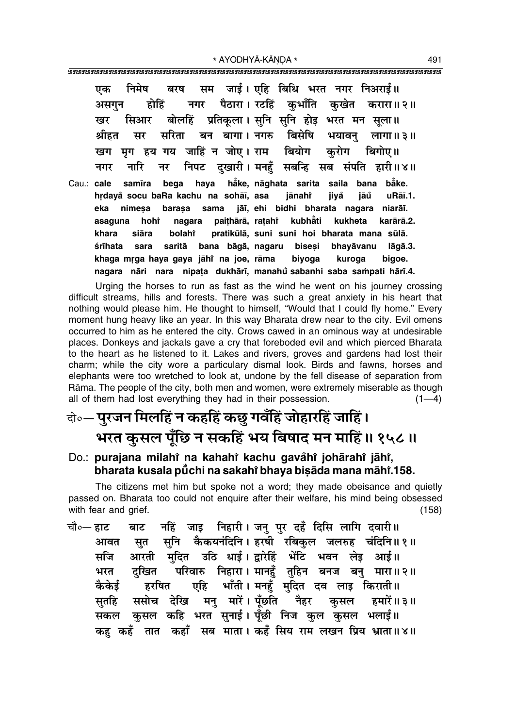एक निमेष बरष सम जाई। एहि बिधि भरत नगर निअराई॥
असगुन होहिं नगर पैठारा। रटहिं कुभाँति कुखेत करारा॥२॥
खर सिआर बोलहिं प्रतिकूला। सुनि सुनि होइ भरत मन सूला॥
श्रीहत सर सरिता बन बागा। नगरु बिसेषि भयावनु लागा॥३॥
खग मृग हय गय जाहिं न जोए। राम बियोग कुरोग बिगोए॥
नगर नारि नर निपट दुखारी। मनहुँ सबन्हि सब संपति हारी॥४॥

Cau.: **cale samīra bega haya hå̃ke, nāghata sarita saila bana bå̃ke.**
**hṛdayå̃ socu baRa kachu na sohāī, asa jānahiं jiyå̃ jāů̃ uRāī.1.**
**eka nimeṣa baraṣa sama jāī, ehi bidhi bharata nagara niarāī.**
**asaguna hohiं nagara paiṭhārā, raṭahiं kubhå̃ti kukheta karārā.2.**
**khara siāra bolahiं pratikūlā, suni suni hoi bharata mana sūlā.**
**śrīhata sara saritā bana bāgā, nagaru biseṣi bhayāvanu lāgā.3.**
**khaga mṛga haya gaya jāhiं na joe, rāma biyoga kuroga bigoe.**
**nagara nāri nara nipaṭa dukhārī, manahů̃ sabanhi saba saṁpati hārī.4.**

Urging the horses to run as fast as the wind he went on his journey crossing difficult streams, hills and forests. There was such a great anxiety in his heart that nothing would please him. He thought to himself, "Would that I could fly home." Every moment hung heavy like an year. In this way Bharata drew near to the city. Evil omens occurred to him as he entered the city. Crows cawed in an ominous way at undesirable places. Donkeys and jackals gave a cry that foreboded evil and which pierced Bharata to the heart as he listened to it. Lakes and rivers, groves and gardens had lost their charm; while the city wore a particulary dismal look. Birds and fawns, horses and elephants were too wretched to look at, undone by the fell disease of separation from Rāma. The people of the city, both men and women, were extremely miserable as though all of them had lost everything they had in their possession. (1—4)

## दो०— पुरजन मिलहिं न कहहिं कछु गवँहिं जोहारहिं जाहिं। भरत कुसल पूँछि न सकहिं भय बिषाद मन माहिं॥१५८॥

### Do.: purajana milahiं na kahahiं kachu gavå̃hiं johārahiं jāhiं, bharata kusala pů̃chi na sakahiं bhaya biṣāda mana māhiं.158.

The citizens met him but spoke not a word; they made obeisance and quietly passed on. Bharata too could not enquire after their welfare, his mind being obsessed with fear and grief. (158)

चौ०— हाट बाट नहिं जाइ निहारी। जनु पुर दहँ दिसि लागि दवारी॥
आवत सुत सुनि कैकयनंदिनि। हरषी रबिकुल जलरुह चंदिनि॥१॥
सजि आरती मुदित उठि धाई। द्वारेहिं भेंटि भवन लेइ आई॥
भरत दुखित परिवारु निहारा। मानहुँ तुहिन बनज बनु मारा॥२॥
कैकेई हरषित एहि भाँती। मनहुँ मुदित दव लाइ किराती॥
सुतहि ससोच देखि मनु मारें। पूँछति नैहर कुसल हमारें॥३॥
सकल कुसल कहि भरत सुनाई। पूँछी निज कुल कुसल भलाई॥
कहु कहँ तात कहाँ सब माता। कहँ सिय राम लखन प्रिय भ्राता॥४॥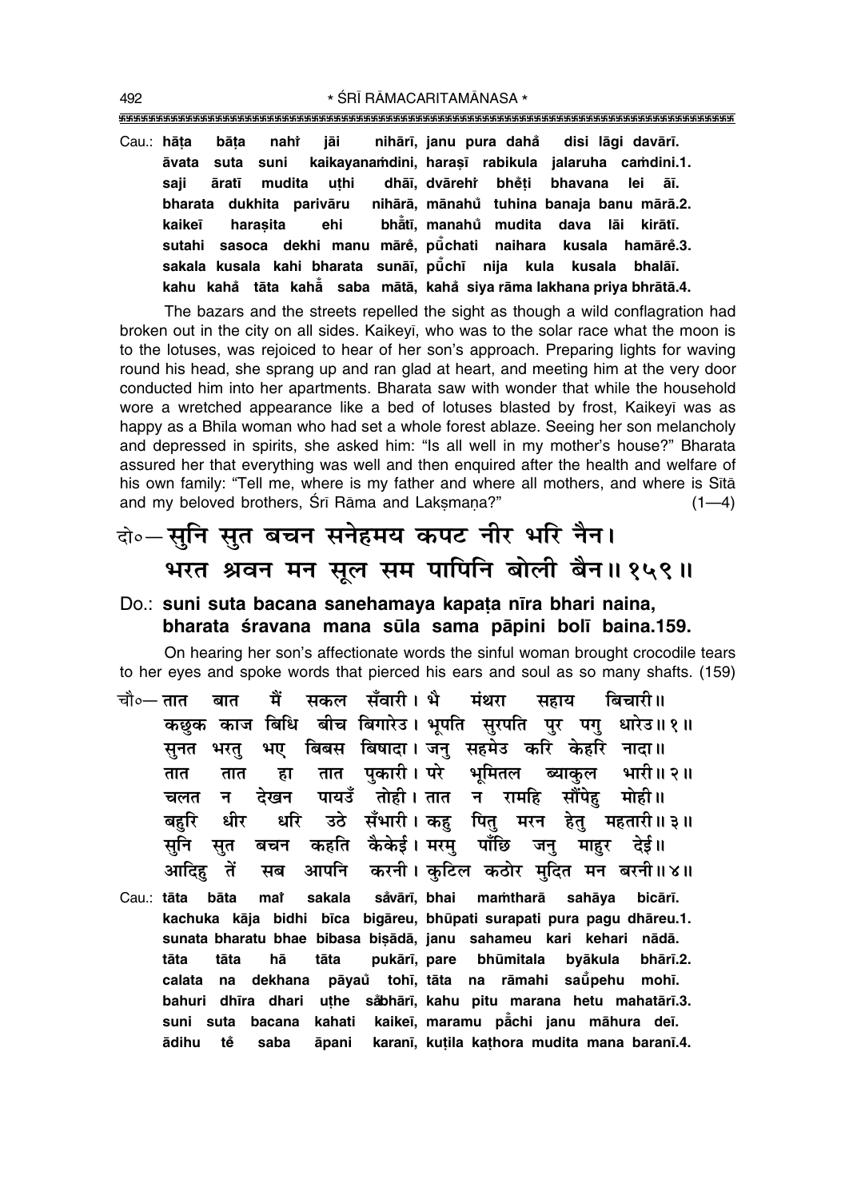Cau.: **hāṭa bāṭa nahiṁ jāi nihārī, janu pura dahaṁ disi lāgi davārī.**
**āvata suta suni kaikayanaṁdini, haraṣī rabikula jalaruha caṁdini.1.**
**saji āratī mudita uṭhi dhāī, dvārehiṁ bheṁṭi bhavana lei āī.**
**bharata dukhita parivāru nihārā, mānahuṁ tuhina banaja banu mārā.2.**
**kaikeī haraṣita ehi bhāṁtī, manahuṁ mudita dava lāi kirātī.**
**sutahi sasoca dekhi manu māreṁ, pūṁchati naihara kusala hamāreṁ.3.**
**sakala kusala kahi bharata sunāī, pūṁchī nija kula kusala bhalāī.**
**kahu kahaṁ tāta kahāṁ saba mātā, kahaṁ siya rāma lakhana priya bhrātā.4.**

The bazars and the streets repelled the sight as though a wild conflagration had broken out in the city on all sides. Kaikeyī, who was to the solar race what the moon is to the lotuses, was rejoiced to hear of her son's approach. Preparing lights for waving round his head, she sprang up and ran glad at heart, and meeting him at the very door conducted him into her apartments. Bharata saw with wonder that while the household wore a wretched appearance like a bed of lotuses blasted by frost, Kaikeyī was as happy as a Bhīla woman who had set a whole forest ablaze. Seeing her son melancholy and depressed in spirits, she asked him: "Is all well in my mother's house?" Bharata assured her that everything was well and then enquired after the health and welfare of his own family: "Tell me, where is my father and where all mothers, and where is Sītā and my beloved brothers, Śrī Rāma and Lakṣmaṇa?" (1—4)

दो०—सुनि सुत बचन सनेहमय कपट नीर भरि नैन।
भरत श्रवन मन सूल सम पापिनि बोली बैन॥१५९॥

Do.: **suni suta bacana sanehamaya kapaṭa nīra bhari naina,**
**bharata śravana mana sūla sama pāpini bolī baina.159.**

On hearing her son's affectionate words the sinful woman brought crocodile tears to her eyes and spoke words that pierced his ears and soul as so many shafts. (159)

चौ०—तात बात मैं सकल सँवारी। भै मंथरा सहाय बिचारी॥
कछुक काज बिधि बीच बिगारेउ। भूपति सुरपति पुर पगु धारेउ॥१॥
सुनत भरतु भए बिबस बिषादा। जनु सहमेउ करि केहरि नादा॥
तात तात हा तात पुकारी। परे भूमितल ब्याकुल भारी॥२॥
चलत न देखन पायउँ तोही। तात न रामहि सौंपेहु मोही॥
बहुरि धीर धरि उठे सँभारी। कहु पितु मरन हेतु महतारी॥३॥
सुनि सुत बचन कहति कैकेई। मरमु पाँछि जनु माहुर देई॥
आदिहु तें सब आपनि करनी। कुटिल कठोर मुदित मन बरनी॥४॥

Cau.: **tāta bāta maiṁ sakala saṁvārī, bhai maṁtharā sahāya bicārī.**
**kachuka kāja bidhi bīca bigāreu, bhūpati surapati pura pagu dhāreu.1.**
**sunata bharatu bhae bibasa biṣādā, janu sahameu kari kehari nādā.**
**tāta tāta hā tāta pukārī, pare bhūmitala byākula bhārī.2.**
**calata na dekhana pāyauṁ tohī, tāta na rāmahi sauṁpehu mohī.**
**bahuri dhīra dhari uṭhe saṁbhārī, kahu pitu marana hetu mahatārī.3.**
**suni suta bacana kahati kaikeī, maramu pāṁchi janu māhura deī.**
**ādihu teṁ saba āpani karanī, kuṭila kaṭhora mudita mana baranī.4.**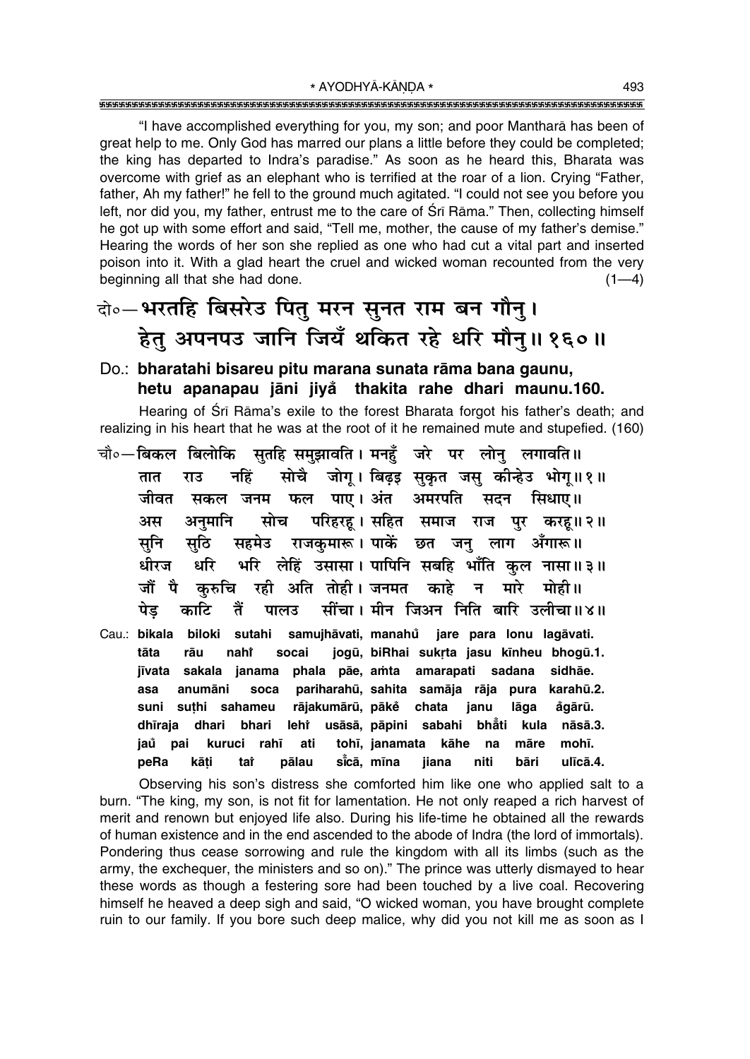"I have accomplished everything for you, my son; and poor Mantharā has been of great help to me. Only God has marred our plans a little before they could be completed; the king has departed to Indra's paradise." As soon as he heard this, Bharata was overcome with grief as an elephant who is terrified at the roar of a lion. Crying "Father, father, Ah my father!" he fell to the ground much agitated. "I could not see you before you left, nor did you, my father, entrust me to the care of Śrī Rāma." Then, collecting himself he got up with some effort and said, "Tell me, mother, the cause of my father's demise." Hearing the words of her son she replied as one who had cut a vital part and inserted poison into it. With a glad heart the cruel and wicked woman recounted from the very beginning all that she had done. (1—4)

## दो०—भरतहि बिसरेउ पितु मरन सुनत राम बन गौनु। हेतु अपनपउ जानि जियँ थकित रहे धरि मौनु॥ १६०॥

**Do.: bharatahi bisareu pitu marana sunata rāma bana gaunu, hetu apanapau jāni jiyå̐ thakita rahe dhari maunu.160.**

Hearing of Śrī Rāma's exile to the forest Bharata forgot his father's death; and realizing in his heart that he was at the root of it he remained mute and stupefied. (160)

**चौ०—बिकल बिलोकि सुतहि समुझावति। मनहुँ जरे पर लोनु लगावति॥**
**तात राउ नहिं सोचै जोगू। बिढ़इ सुकृत जसु कीन्हेउ भोगू॥ १॥**
**जीवत सकल जनम फल पाए। अंत अमरपति सदन सिधाए॥**
**अस अनुमानि सोच परिहरहू। सहित समाज राज पुर करहू॥ २॥**
**सुनि सुठि सहमेउ राजकुमारू। पाकें छत जनु लाग अँगारू॥**
**धीरज धरि भरि लेहिं उसासा। पापिनि सबहि भाँति कुल नासा॥ ३॥**
**जौं पै कुरुचि रही अति तोही। जनमत काहे न मारे मोही॥**
**पेड़ काटि तैं पालउ सींचा। मीन जिअन निति बारि उलीचा॥ ४॥**

**Cau.: bikala biloki sutahi samujhāvati, manahů̐ jare para lonu lagāvati.**
**tāta rāu nahiṁ socai jogū, biRhai sukṛta jasu kīnheu bhogū.1.**
**jīvata sakala janama phala pāe, aṁta amarapati sadana sidhāe.**
**asa anumāni soca pariharahū, sahita samāja rāja pura karahū.2.**
**suni suṭhi sahameu rājakumārū, pākeṁ chata janu lāga å̐gārū.**
**dhīraja dhari bhari lehiṁ usāsā, pāpini sabahi bhå̐ti kula nāsā.3.**
**jau̐ pai kuruci rahī ati tohī, janamata kāhe na māre mohī.**
**peRa kāṭi taiṁ pālau sīṁcā, mīna jiana niti bāri ulīcā.4.**

Observing his son's distress she comforted him like one who applied salt to a burn. "The king, my son, is not fit for lamentation. He not only reaped a rich harvest of merit and renown but enjoyed life also. During his life-time he obtained all the rewards of human existence and in the end ascended to the abode of Indra (the lord of immortals). Pondering thus cease sorrowing and rule the kingdom with all its limbs (such as the army, the exchequer, the ministers and so on)." The prince was utterly dismayed to hear these words as though a festering sore had been touched by a live coal. Recovering himself he heaved a deep sigh and said, "O wicked woman, you have brought complete ruin to our family. If you bore such deep malice, why did you not kill me as soon as I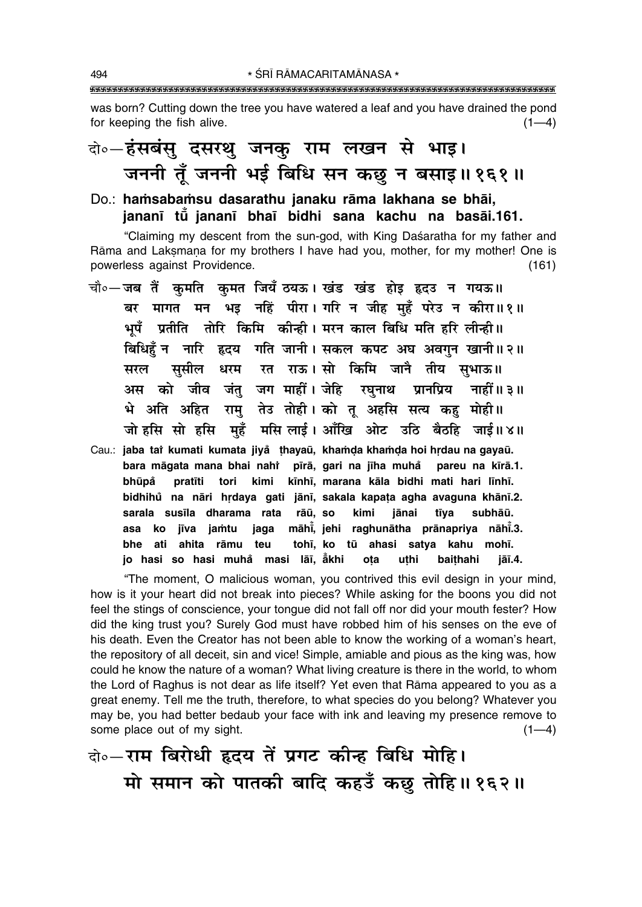was born? Cutting down the tree you have watered a leaf and you have drained the pond for keeping the fish alive. (1—4)

दो०—हंसबंसु दसरथु जनकु राम लखन से भाइ।
जननी तूँ जननी भई बिधि सन कछु न बसाइ॥ १६१॥

Do.: **haṁsabaṁsu dasarathu janaku rāma lakhana se bhāi, jananī tū̐ jananī bhaī bidhi sana kachu na basāi.161.**

"Claiming my descent from the sun-god, with King Daśaratha for my father and Rāma and Lakṣmaṇa for my brothers I have had you, mother, for my mother! One is powerless against Providence. (161)

चौ०—जब तैं कुमति कुमत जियँ ठयऊ। खंड खंड होइ हृदउ न गयऊ॥
बर मागत मन भइ नहिं पीरा। गरि न जीह मुहँ परेउ न कीरा॥ १॥
भूपँ प्रतीति तोरि किमि कीन्ही। मरन काल बिधि मति हरि लीन्ही॥
बिधिहुँ न नारि हृदय गति जानी। सकल कपट अघ अवगुन खानी॥ २॥
सरल सुसील धरम रत राऊ। सो किमि जानै तीय सुभाऊ॥
अस को जीव जंतु जग माहीं। जेहि रघुनाथ प्रानप्रिय नाहीं॥ ३॥
भे अति अहित रामु तेउ तोही। को तू अहसि सत्य कहु मोही॥
जो हसि सो हसि मुहँ मसि लाई। आँखि ओट उठि बैठहि जाई॥ ४॥

Cau.: **jaba taiṁ kumati kumata jiya̐ ṭhayaū, khaṁḍa khaṁḍa hoi hṛdau na gayaū. bara māgata mana bhai nahiṁ pīrā, gari na jīha muha̐ pareu na kīrā.1. bhūpa̐ pratīti tori kimi kīnhī, marana kāla bidhi mati hari līnhī. bidhihu̐ na nāri hṛdaya gati jānī, sakala kapaṭa agha avaguna khānī.2. sarala susīla dharama rata rāū, so kimi jānai tīya subhāū. asa ko jīva jaṁtu jaga māhī̐, jehi raghunātha prānapriya nāhī̐.3. bhe ati ahita rāmu teu tohī, ko tū ahasi satya kahu mohī. jo hasi so hasi muha̐ masi lāī, ā̐khi oṭa uṭhi baiṭhahi jāī.4.**

"The moment, O malicious woman, you contrived this evil design in your mind, how is it your heart did not break into pieces? While asking for the boons you did not feel the stings of conscience, your tongue did not fall off nor did your mouth fester? How did the king trust you? Surely God must have robbed him of his senses on the eve of his death. Even the Creator has not been able to know the working of a woman's heart, the repository of all deceit, sin and vice! Simple, amiable and pious as the king was, how could he know the nature of a woman? What living creature is there in the world, to whom the Lord of Raghus is not dear as life itself? Yet even that Rāma appeared to you as a great enemy. Tell me the truth, therefore, to what species do you belong? Whatever you may be, you had better bedaub your face with ink and leaving my presence remove to some place out of my sight. (1—4)

दो०—राम बिरोधी हृदय तें प्रगट कीन्ह बिधि मोहि।
मो समान को पातकी बादि कहउँ कछु तोहि॥ १६२॥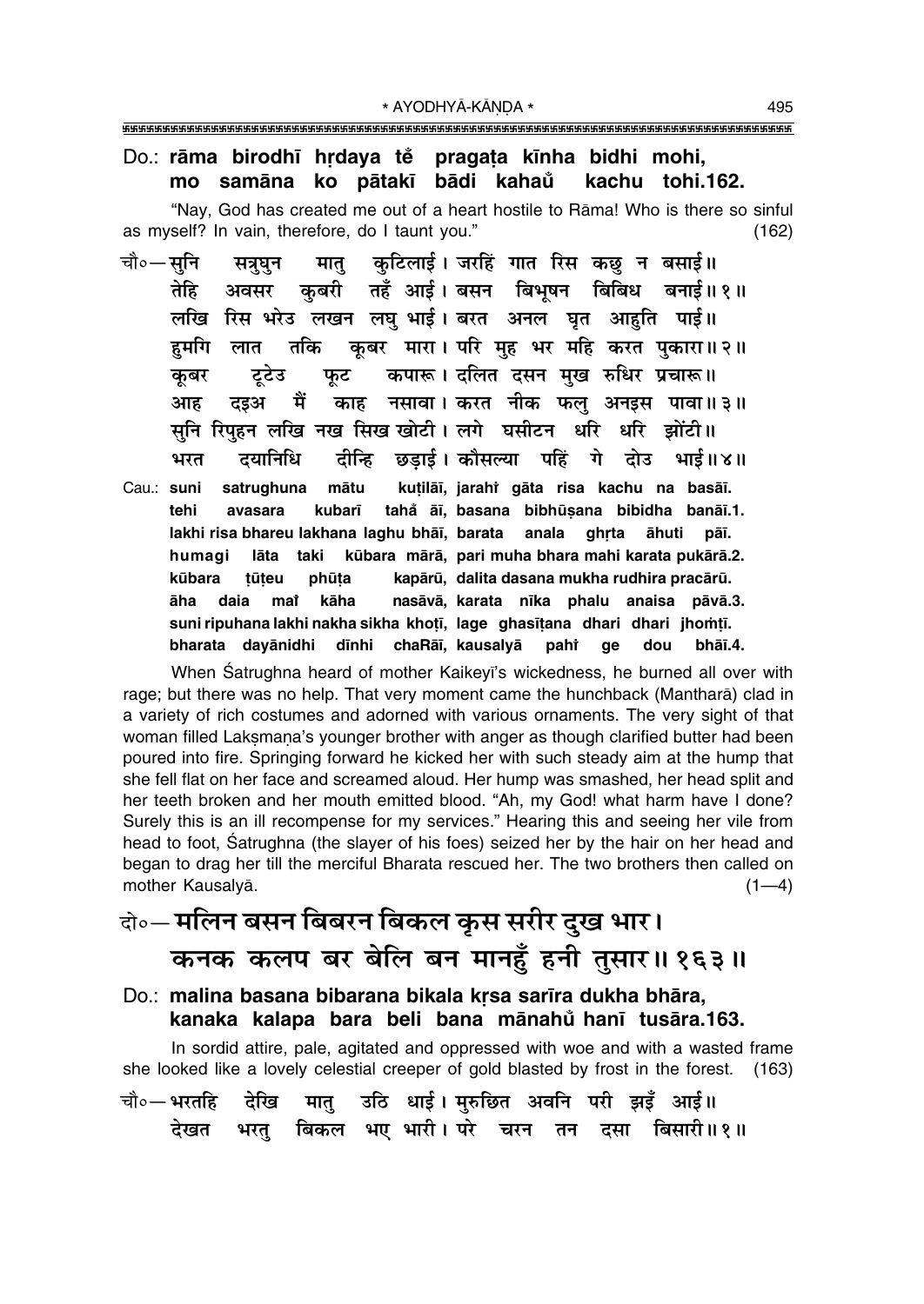Do.: **rāma birodhī hṛdaya tĕ pragaṭa kīnha bidhi mohi, mo samāna ko pātakī bādi kahaů kachu tohi.162.**

"Nay, God has created me out of a heart hostile to Rāma! Who is there so sinful as myself? In vain, therefore, do I taunt you." (162)

चौ०—सुनि सत्रुघुन मातु कुटिलाई। जरहिं गात रिस कछु न बसाई॥
तेहि अवसर कुबरी तहँ आई। बसन बिभूषन बिबिध बनाई॥ १॥
लखि रिस भरेउ लखन लघु भाई। बरत अनल घृत आहुति पाई॥
हुमगि लात तकि कूबर मारा। परि मुह भर महि करत पुकारा॥ २॥
कूबर टूटेउ फूट कपारू। दलित दसन मुख रुधिर प्रचारू॥
आह दइअ मैं काह नसावा। करत नीक फलु अनइस पावा॥ ३॥
सुनि रिपुहन लखि नख सिख खोटी। लगे घसीटन धरि धरि झोंटी॥
भरत दयानिधि दीन्हि छड़ाई। कौसल्या पहिं गे दोउ भाई॥ ४॥

Cau.: **suni satrughuna mātu kuṭilāī, jarahi̐ gāta risa kachu na basāī.**
**tehi avasara kubarī taha̐ āī, basana bibhūṣana bibidha banāī.1.**
**lakhi risa bhareu lakhana laghu bhāī, barata anala ghṛta āhuti pāī.**
**humagi lāta taki kūbara mārā, pari muha bhara mahi karata pukārā.2.**
**kūbara ṭūṭeu phūṭa kapārū, dalita dasana mukha rudhira pracārū.**
**āha daia mai̐ kāha nasāvā, karata nīka phalu anaisa pāvā.3.**
**suni ripuhana lakhi nakha sikha khoṭī, lage ghasīṭana dhari dhari jhoṁṭī.**
**bharata dayānidhi dīnhi chaRāī, kausalyā pahi̐ ge dou bhāī.4.**

When Śatrughna heard of mother Kaikeyī's wickedness, he burned all over with rage; but there was no help. That very moment came the hunchback (Mantharā) clad in a variety of rich costumes and adorned with various ornaments. The very sight of that woman filled Lakṣmaṇa's younger brother with anger as though clarified butter had been poured into fire. Springing forward he kicked her with such steady aim at the hump that she fell flat on her face and screamed aloud. Her hump was smashed, her head split and her teeth broken and her mouth emitted blood. "Ah, my God! what harm have I done? Surely this is an ill recompense for my services." Hearing this and seeing her vile from head to foot, Śatrughna (the slayer of his foes) seized her by the hair on her head and began to drag her till the merciful Bharata rescued her. The two brothers then called on mother Kausalyā. (1—4)

## दो०— मलिन बसन बिबरन बिकल कृस सरीर दुख भार।
## कनक कलप बर बेलि बन मानहुँ हनी तुसार॥ १६३॥

Do.: **malina basana bibarana bikala kṛsa sarīra dukha bhāra, kanaka kalapa bara beli bana mānahů hanī tusāra.163.**

In sordid attire, pale, agitated and oppressed with woe and with a wasted frame she looked like a lovely celestial creeper of gold blasted by frost in the forest. (163)

चौ०—भरतहि देखि मातु उठि धाई। मुरुछित अवनि परी झइँ आई॥
देखत भरतु बिकल भए भारी। परे चरन तन दसा बिसारी॥ १॥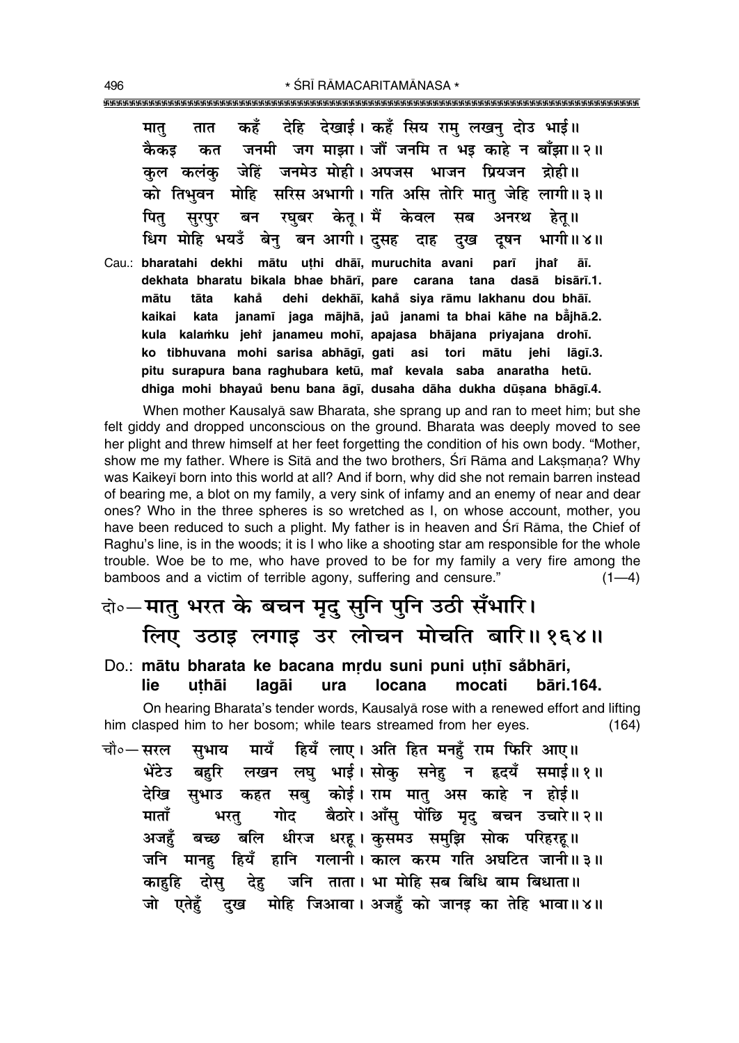मातु तात कहँ देहि देखाई। कहँ सिय रामु लखनु दोउ भाई॥
कैकइ कत जनमी जग माझा। जौं जनमि त भइ काहे न बाँझा॥२॥
कुल कलंकु जेहिं जनमेउ मोही। अपजस भाजन प्रियजन द्रोही॥
को तिभुवन मोहि सरिस अभागी। गति असि तोरि मातु जेहि लागी॥३॥
पितु सुरपुर बन रघुबर केतू। मैं केवल सब अनरथ हेतू॥
धिग मोहि भयउँ बेनु बन आगी। दुसह दाह दुख दूषन भागी॥४॥

Cau.: **bharatahi dekhi mātu uṭhi dhāī, muruchita avani parī jhaṁ āī.**
**dekhata bharatu bikala bhae bhārī, pare carana tana dasā bisārī.1.**
**mātu tāta kahå dehi dekhāī, kahå siya rāmu lakhanu dou bhāī.**
**kaikai kata janamī jaga mājhā, jaů janami ta bhai kāhe na bǎ̃jhā.2.**
**kula kalaṁku jehiṁ janameu mohī, apajasa bhājana priyajana drohī.**
**ko tibhuvana mohi sarisa abhāgī, gati asi tori mātu jehi lāgī.3.**
**pitu surapura bana raghubara ketū, maiṁ kevala saba anaratha hetū.**
**dhiga mohi bhayaů benu bana āgī, dusaha dāha dukha dūṣana bhāgī.4.**

When mother Kausalyā saw Bharata, she sprang up and ran to meet him; but she felt giddy and dropped unconscious on the ground. Bharata was deeply moved to see her plight and threw himself at her feet forgetting the condition of his own body. "Mother, show me my father. Where is Sītā and the two brothers, Śrī Rāma and Lakṣmaṇa? Why was Kaikeyī born into this world at all? And if born, why did she not remain barren instead of bearing me, a blot on my family, a very sink of infamy and an enemy of near and dear ones? Who in the three spheres is so wretched as I, on whose account, mother, you have been reduced to such a plight. My father is in heaven and Śrī Rāma, the Chief of Raghu's line, is in the woods; it is I who like a shooting star am responsible for the whole trouble. Woe be to me, who have proved to be for my family a very fire among the bamboos and a victim of terrible agony, suffering and censure." (1—4)

दो०— **मातु भरत के बचन मृदु सुनि पुनि उठी सँभारि।**
**लिए उठाइ लगाइ उर लोचन मोचति बारि॥१६४॥**

Do.: **mātu bharata ke bacana mṛdu suni puni uṭhī sǎbhāri,**
**lie uṭhāi lagāi ura locana mocati bāri.164.**

On hearing Bharata's tender words, Kausalyā rose with a renewed effort and lifting him clasped him to her bosom; while tears streamed from her eyes. (164)

चौ०— सरल सुभाय मायँ हियँ लाए। अति हित मनहुँ राम फिरि आए॥
भेंटेउ बहुरि लखन लघु भाई। सोकु सनेहु न हृदयँ समाई॥१॥
देखि सुभाउ कहत सबु कोई। राम मातु अस काहे न होई॥
माताँ भरतु गोद बैठारे। आँसु पोंछि मृदु बचन उचारे॥२॥
अजहुँ बच्छ बलि धीरज धरहू। कुसमउ समुझि सोक परिहरहू॥
जनि मानहु हियँ हानि गलानी। काल करम गति अघटित जानी॥३॥
काहुहि दोसु देहु जनि ताता। भा मोहि सब बिधि बाम बिधाता॥
जो एतेहुँ दुख मोहि जिआवा। अजहुँ को जानइ का तेहि भावा॥४॥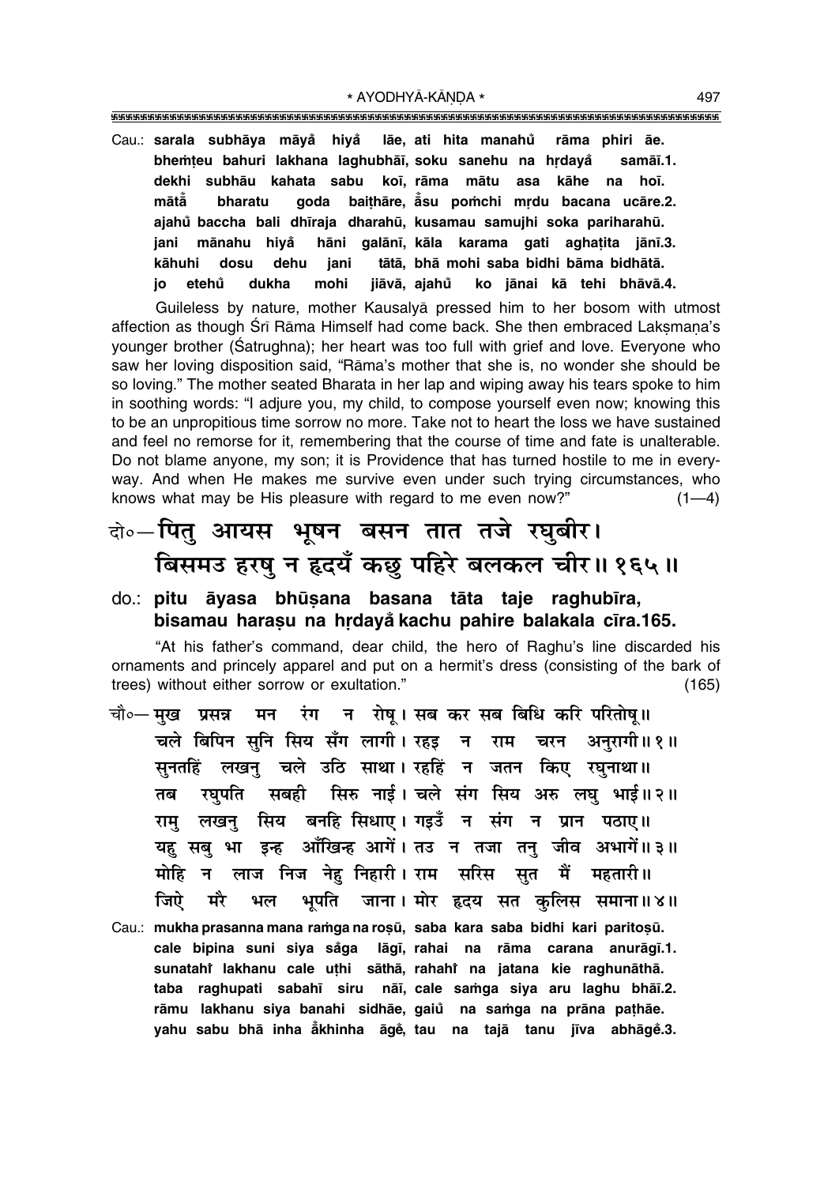Cau.: **sarala subhāya māyā̐ hiyā̐ lāe, ati hita manahů̐ rāma phiri āe.**
**bhemṭeu bahuri lakhana laghubhāī, soku sanehu na hṛdayā̐ samāī.1.**
**dekhi subhāu kahata sabu koī, rāma mātu asa kāhe na hoī.**
**mātā̐ bharatu goda baiṭhāre, ā̐su pomchi mṛdu bacana ucāre.2.**
**ajahů̐ baccha bali dhīraja dharahū, kusamau samujhi soka pariharahū.**
**jani mānahu hiyā̐ hāni galānī, kāla karama gati aghaṭita jānī.3.**
**kāhuhi dosu dehu jani tātā, bhā mohi saba bidhi bāma bidhātā.**
**jo etehů̐ dukha mohi jiāvā, ajahů̐ ko jānai kā tehi bhāvā.4.**

Guileless by nature, mother Kausalyā pressed him to her bosom with utmost affection as though Śrī Rāma Himself had come back. She then embraced Lakṣmaṇa's younger brother (Śatrughna); her heart was too full with grief and love. Everyone who saw her loving disposition said, "Rāma's mother that she is, no wonder she should be so loving." The mother seated Bharata in her lap and wiping away his tears spoke to him in soothing words: "I adjure you, my child, to compose yourself even now; knowing this to be an unpropitious time sorrow no more. Take not to heart the loss we have sustained and feel no remorse for it, remembering that the course of time and fate is unalterable. Do not blame anyone, my son; it is Providence that has turned hostile to me in every-way. And when He makes me survive even under such trying circumstances, who knows what may be His pleasure with regard to me even now?" (1—4)

दो०—पितु आयस भूषन बसन तात तजे रघुबीर।
बिसमउ हरषु न हृदयँ कछु पहिरे बलकल चीर॥ १६५॥

do.: **pitu āyasa bhūṣana basana tāta taje raghubīra,**
**bisamau haraṣu na hṛdayā̐ kachu pahire balakala cīra.165.**

"At his father's command, dear child, the hero of Raghu's line discarded his ornaments and princely apparel and put on a hermit's dress (consisting of the bark of trees) without either sorrow or exultation." (165)

चौ०—मुख प्रसन्न मन रंग न रोषू। सब कर सब बिधि करि परितोषू॥
चले बिपिन सुनि सिय सँग लागी। रहइ न राम चरन अनुरागी॥ १॥
सुनतहिं लखनु चले उठि साथा। रहहिं न जतन किए रघुनाथा॥
तब रघुपति सबही सिरु नाई। चले संग सिय अरु लघु भाई॥ २॥
रामु लखनु सिय बनहि सिधाए। गइउँ न संग न प्रान पठाए॥
यहु सबु भा इन्ह आँखिन्ह आगें। तउ न तजा तनु जीव अभागें॥ ३॥
मोहि न लाज निज नेहु निहारी। राम सरिस सुत मैं महतारी॥
जिऐ मरै भल भूपति जाना। मोर हृदय सत कुलिस समाना॥ ४॥

Cau.: **mukha prasanna mana ramga na roṣū, saba kara saba bidhi kari paritoṣū.**
**cale bipina suni siya sā̐ga lāgī, rahai na rāma carana anurāgī.1.**
**sunatahiṁ lakhanu cale uṭhi sāthā, rahahiṁ na jatana kie raghunāthā.**
**taba raghupati sabahī siru nāī, cale saṁga siya aru laghu bhāī.2.**
**rāmu lakhanu siya banahi sidhāe, gaiů̐ na saṁga na prāna paṭhāe.**
**yahu sabu bhā inha ā̐khinha āgě̐, tau na tajā tanu jīva abhāgě̐.3.**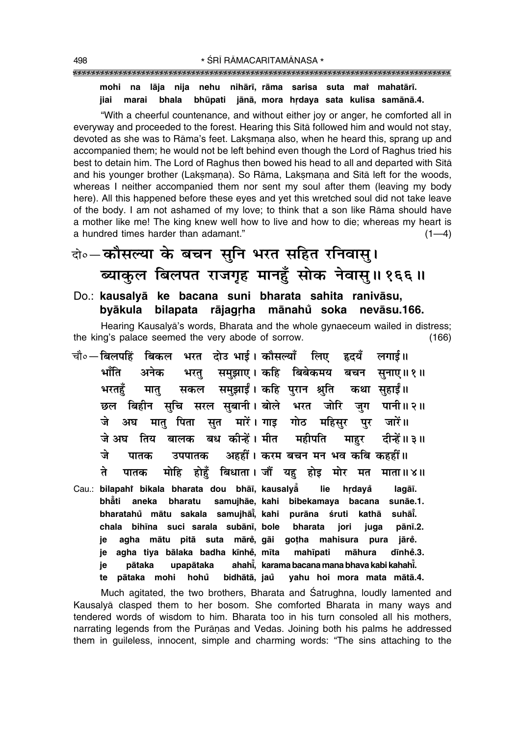**mohi na lāja nija nehu nihārī, rāma sarisa suta maiṁ mahatārī.**
**jiai marai bhala bhūpati jānā, mora hṛdaya sata kulisa samānā.4.**

"With a cheerful countenance, and without either joy or anger, he comforted all in everyway and proceeded to the forest. Hearing this Sītā followed him and would not stay, devoted as she was to Rāma's feet. Lakṣmaṇa also, when he heard this, sprang up and accompanied them; he would not be left behind even though the Lord of Raghus tried his best to detain him. The Lord of Raghus then bowed his head to all and departed with Sītā and his younger brother (Lakṣmaṇa). So Rāma, Lakṣmaṇa and Sītā left for the woods, whereas I neither accompanied them nor sent my soul after them (leaving my body here). All this happened before these eyes and yet this wretched soul did not take leave of the body. I am not ashamed of my love; to think that a son like Rāma should have a mother like me! The king knew well how to live and how to die; whereas my heart is a hundred times harder than adamant." (1—4)

## दो०—कौसल्या के बचन सुनि भरत सहित रनिवासु।
## ब्याकुल बिलपत राजगृह मानहुँ सोक नेवासु॥ १६६॥

**Do.: kausalyā ke bacana suni bharata sahita ranivāsu,**
**byākula bilapata rājagṛha mānahu̐ soka nevāsu.166.**

Hearing Kausalyā's words, Bharata and the whole gynaeceum wailed in distress; the king's palace seemed the very abode of sorrow. (166)

चौ०—बिलपहिं बिकल भरत दोउ भाई। कौसल्याँ लिए हृदयँ लगाई॥
भाँति अनेक भरतु समुझाए। कहि बिबेकमय बचन सुनाए॥ १॥
भरतहुँ मातु सकल समुझाईं। कहि पुरान श्रुति कथा सुहाईं॥
छल बिहीन सुचि सरल सुबानी। बोले भरत जोरि जुग पानी॥ २॥
जे अघ मातु पिता सुत मारें। गाइ गोठ महिसुर पुर जारें॥
जे अघ तिय बालक बध कीन्हें। मीत महीपति माहुर दीन्हें॥ ३॥
जे पातक उपपातक अहहीं। करम बचन मन भव कबि कहहीं॥
ते पातक मोहि होहुँ बिधाता। जौं यहु होइ मोर मत माता॥ ४॥

**Cau.: bilapahiṁ bikala bharata dou bhāī, kausalyā̐ lie hṛdaya̐ lagāī.**
**bhā̐ti aneka bharatu samujhāe, kahi bibekamaya bacana sunāe.1.**
**bharatahu̐ mātu sakala samujhāī̐, kahi purāna śruti kathā suhāī̐.**
**chala bihīna suci sarala subānī, bole bharata jori juga pānī.2.**
**je agha mātu pitā suta māre̐, gāi goṭha mahisura pura jāre̐.**
**je agha tiya bālaka badha kīnhe̐, mīta mahīpati māhura dīnhe̐.3.**
**je pātaka upapātaka ahahī̐, karama bacana mana bhava kabi kahahī̐.**
**te pātaka mohi hohu̐ bidhātā, jau̐ yahu hoi mora mata mātā.4.**

Much agitated, the two brothers, Bharata and Śatrughna, loudly lamented and Kausalyā clasped them to her bosom. She comforted Bharata in many ways and tendered words of wisdom to him. Bharata too in his turn consoled all his mothers, narrating legends from the Purāṇas and Vedas. Joining both his palms he addressed them in guileless, innocent, simple and charming words: "The sins attaching to the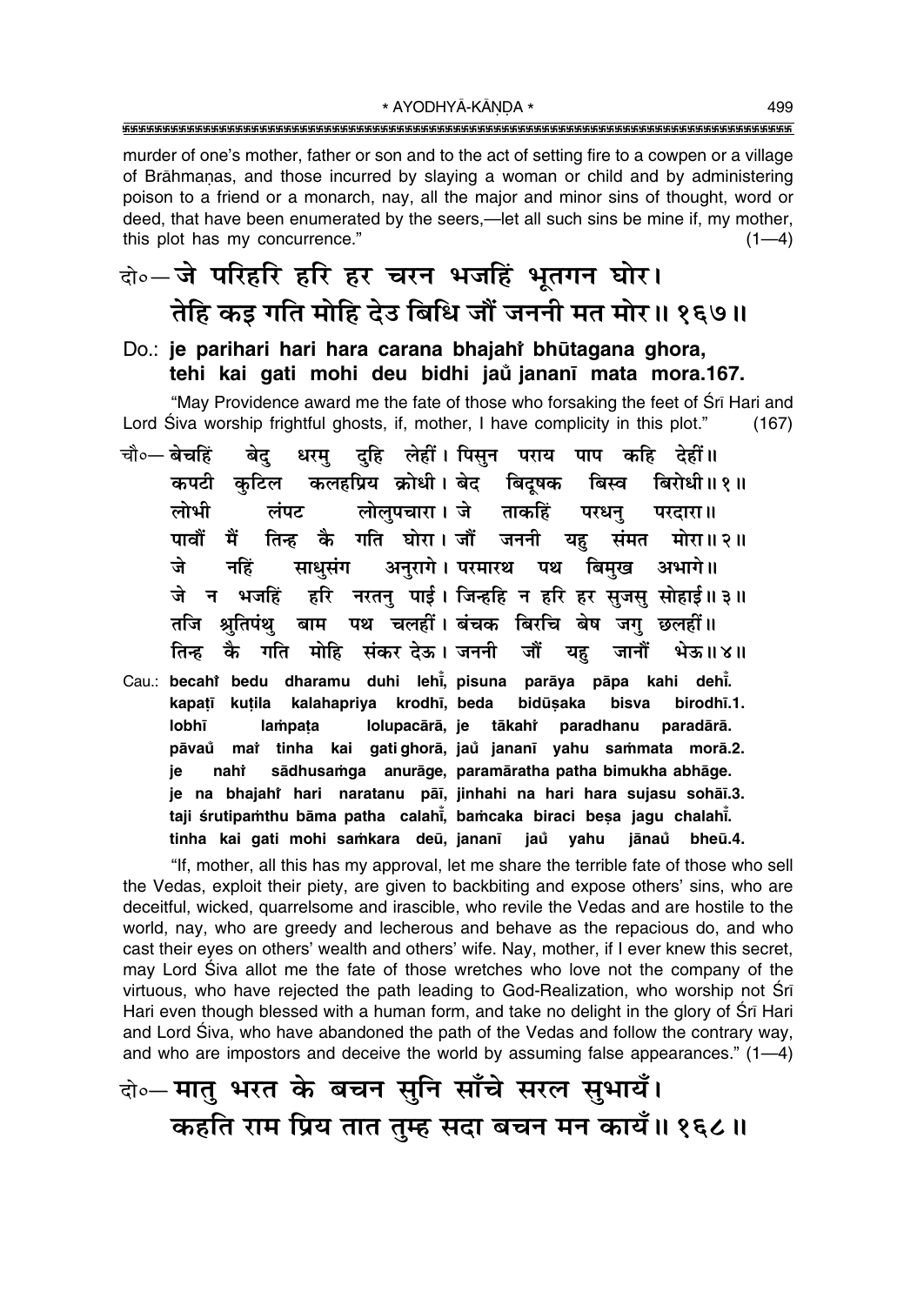murder of one's mother, father or son and to the act of setting fire to a cowpen or a village of Brāhmaṇas, and those incurred by slaying a woman or child and by administering poison to a friend or a monarch, nay, all the major and minor sins of thought, word or deed, that have been enumerated by the seers,—let all such sins be mine if, my mother, this plot has my concurrence." (1—4)

**दो०— जे परिहरि हरि हर चरन भजहिं भूतगन घोर।**
**तेहि कइ गति मोहि देउ बिधि जौं जननी मत मोर॥ १६७॥**

**Do.: je parihari hari hara carana bhajahi̐ bhūtagana ghora,**
**tehi kai gati mohi deu bidhi jau̐ jananī mata mora.167.**

"May Providence award me the fate of those who forsaking the feet of Śrī Hari and Lord Śiva worship frightful ghosts, if, mother, I have complicity in this plot." (167)

चौ०— बेचहिं बेदु धरमु दुहि लेहीं। पिसुन पराय पाप कहि देहीं॥
कपटी कुटिल कलहप्रिय क्रोधी। बेद बिदूषक बिस्व बिरोधी॥ १॥
लोभी लंपट लोलुपचारा। जे ताकहिं परधनु परदारा॥
पावौं मैं तिन्ह कै गति घोरा। जौं जननी यहु संमत मोरा॥ २॥
जे नहिं साधुसंग अनुरागे। परमारथ पथ बिमुख अभागे॥
जे न भजहिं हरि नरतनु पाई। जिन्हहि न हरि हर सुजसु सोहाई॥ ३॥
तजि श्रुतिपंथु बाम पथ चलहीं। बंचक बिरचि बेष जगु छलहीं॥
तिन्ह कै गति मोहि संकर देऊ। जननी जौं यहु जानौं भेऊ॥ ४॥

Cau.: becahi̐ bedu dharamu duhi lehī̐, pisuna parāya pāpa kahi dehī̐.
kapaṭī kuṭila kalahapriya krodhī, beda bidūṣaka bisva birodhī.1.
lobhī laṁpaṭa lolupacārā, je tākahi̐ paradhanu paradārā.
pāvau̐ mai̐ tinha kai gati ghorā, jau̐ jananī yahu saṁmata morā.2.
je nahi̐ sādhusaṁga anurāge, paramāratha patha bimukha abhāge.
je na bhajahi̐ hari naratanu pāī, jinhahi na hari hara sujasu sohāī.3.
taji śrutipaṁthu bāma patha calahī̐, baṁcaka biraci beṣa jagu chalahī̐.
tinha kai gati mohi saṁkara deū, jananī jau̐ yahu jānau̐ bheū.4.

"If, mother, all this has my approval, let me share the terrible fate of those who sell the Vedas, exploit their piety, are given to backbiting and expose others' sins, who are deceitful, wicked, quarrelsome and irascible, who revile the Vedas and are hostile to the world, nay, who are greedy and lecherous and behave as the repacious do, and who cast their eyes on others' wealth and others' wife. Nay, mother, if I ever knew this secret, may Lord Śiva allot me the fate of those wretches who love not the company of the virtuous, who have rejected the path leading to God-Realization, who worship not Śrī Hari even though blessed with a human form, and take no delight in the glory of Śrī Hari and Lord Śiva, who have abandoned the path of the Vedas and follow the contrary way, and who are impostors and deceive the world by assuming false appearances." (1—4)

**दो०— मातु भरत के बचन सुनि साँचे सरल सुभायँ।**
**कहति राम प्रिय तात तुम्ह सदा बचन मन कायँ॥ १६८॥**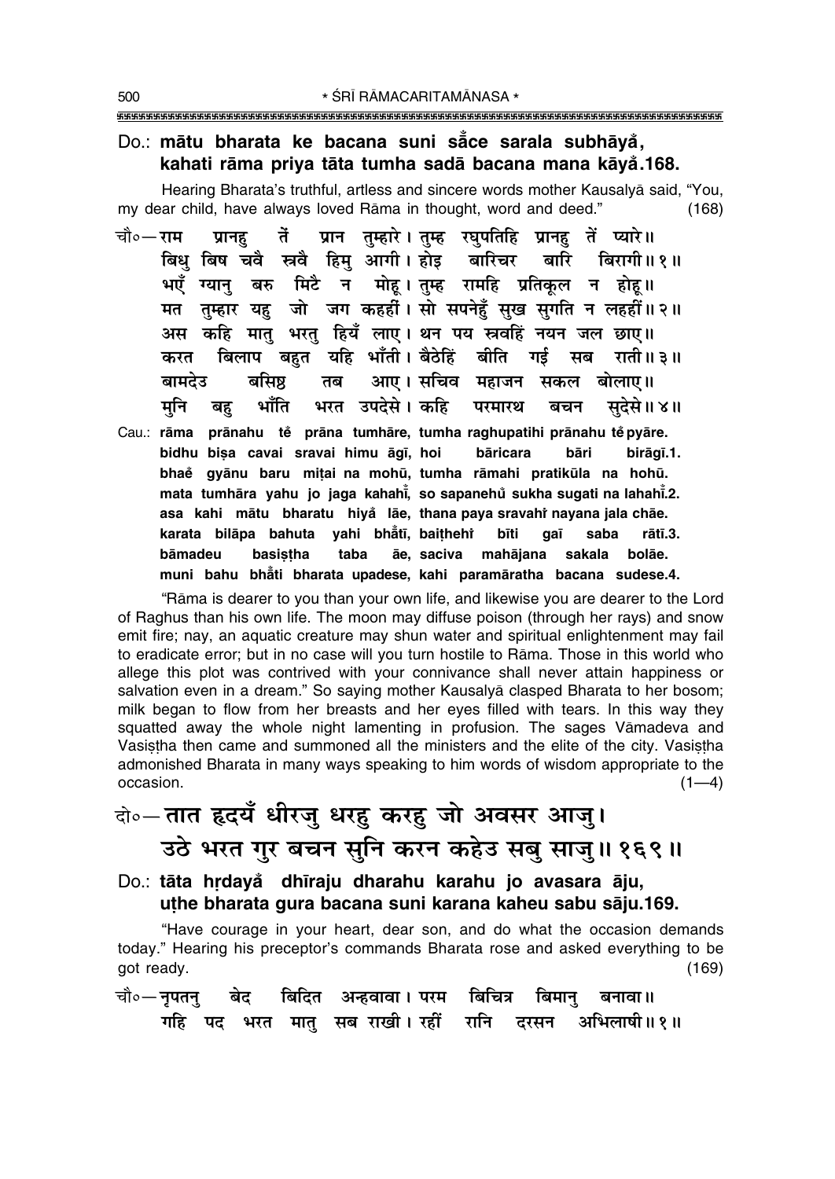Do.: **mātu bharata ke bacana suni sā̐ce sarala subhāyå̐,**
**kahati rāma priya tāta tumha sadā bacana mana kāyå̐.168.**

Hearing Bharata's truthful, artless and sincere words mother Kausalyā said, "You, my dear child, have always loved Rāma in thought, word and deed." (168)

चौ०—राम प्रानहु तें प्रान तुम्हारे। तुम्ह रघुपतिहि प्रानहु तें प्यारे॥
बिधु बिष चवै स्त्रवै हिमु आगी। होइ बारिचर बारि बिरागी॥१॥
भएँ ग्यानु बरु मिटै न मोहू। तुम्ह रामहि प्रतिकूल न होहू॥
मत तुम्हार यहु जो जग कहहीं। सो सपनेहुँ सुख सुगति न लहहीं॥२॥
अस कहि मातु भरतु हियँ लाए। थन पय स्त्रवहिं नयन जल छाए॥
करत बिलाप बहुत यहि भाँती। बैठेहिं बीति गई सब राती॥३॥
बामदेउ बसिष्ठ तब आए। सचिव महाजन सकल बोलाए॥
मुनि बहु भाँति भरत उपदेसे। कहि परमारथ बचन सुदेसे॥४॥

Cau.: **rāma prānahu tě̐ prāna tumhāre, tumha raghupatihi prānahu tě̐ pyāre.**
**bidhu biṣa cavai sravai himu āgī, hoi bāricara bāri birāgī.1.**
**bhaě̐ gyānu baru miṭai na mohū, tumha rāmahi pratikūla na hohū.**
**mata tumhāra yahu jo jaga kahahī̐, so sapanehů̐ sukha sugati na lahahī̐.2.**
**asa kahi mātu bharatu hiyå̐ lāe, thana paya sravahi̐ nayana jala chāe.**
**karata bilāpa bahuta yahi bhā̐tī, baiṭhehi̐ bīti gaī saba rātī.3.**
**bāmadeu basiṣṭha taba āe, saciva mahājana sakala bolāe.**
**muni bahu bhā̐ti bharata upadese, kahi paramāratha bacana sudese.4.**

"Rāma is dearer to you than your own life, and likewise you are dearer to the Lord of Raghus than his own life. The moon may diffuse poison (through her rays) and snow emit fire; nay, an aquatic creature may shun water and spiritual enlightenment may fail to eradicate error; but in no case will you turn hostile to Rāma. Those in this world who allege this plot was contrived with your connivance shall never attain happiness or salvation even in a dream." So saying mother Kausalyā clasped Bharata to her bosom; milk began to flow from her breasts and her eyes filled with tears. In this way they squatted away the whole night lamenting in profusion. The sages Vāmadeva and Vasiṣṭha then came and summoned all the ministers and the elite of the city. Vasiṣṭha admonished Bharata in many ways speaking to him words of wisdom appropriate to the occasion. (1—4)

दो०—तात हृदयँ धीरजु धरहु करहु जो अवसर आजु।
उठे भरत गुर बचन सुनि करन कहेउ सबु साजु॥१६९॥

Do.: **tāta hṛdayå̐ dhīraju dharahu karahu jo avasara āju,**
**uṭhe bharata gura bacana suni karana kaheu sabu sāju.169.**

"Have courage in your heart, dear son, and do what the occasion demands today." Hearing his preceptor's commands Bharata rose and asked everything to be got ready. (169)

चौ०—नृपतनु बेद बिदित अन्हवावा। परम बिचित्र बिमानु बनावा॥
गहि पद भरत मातु सब राखी। रहीं रानि दरसन अभिलाषी॥१॥